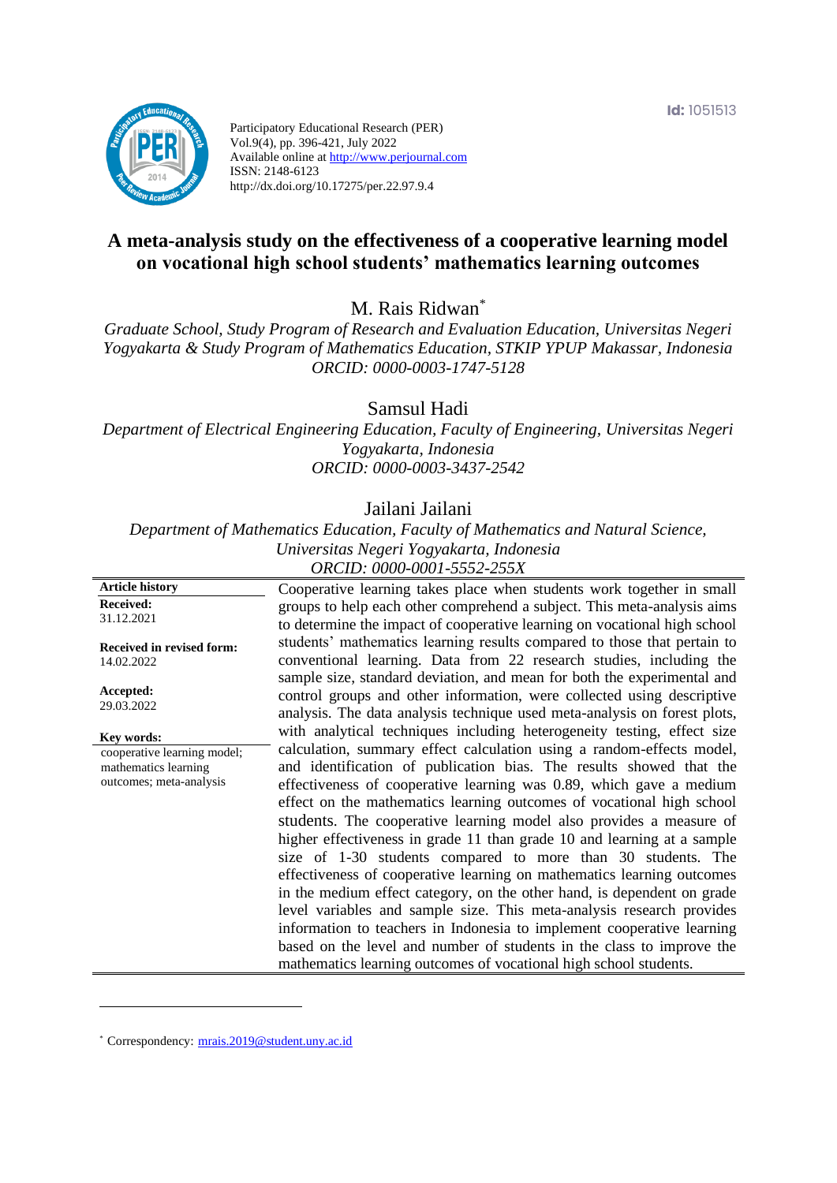Participatory Educational Research (PER)
Vol.9(4), pp. 396-421, July 2022
Available online at http://www.perjournal.com
ISSN: 2148-6123
http://dx.doi.org/10.17275/per.22.97.9.4

Id: 1051513

# A meta-analysis study on the effectiveness of a cooperative learning model on vocational high school students' mathematics learning outcomes

M. Rais Ridwan*

*Graduate School, Study Program of Research and Evaluation Education, Universitas Negeri Yogyakarta & Study Program of Mathematics Education, STKIP YPUP Makassar, Indonesia*
*ORCID: 0000-0003-1747-5128*

Samsul Hadi

*Department of Electrical Engineering Education, Faculty of Engineering, Universitas Negeri Yogyakarta, Indonesia*
*ORCID: 0000-0003-3437-2542*

Jailani Jailani

*Department of Mathematics Education, Faculty of Mathematics and Natural Science, Universitas Negeri Yogyakarta, Indonesia*
*ORCID: 0000-0001-5552-255X*

**Article history**

**Received:**
31.12.2021

**Received in revised form:**
14.02.2022

**Accepted:**
29.03.2022

**Key words:**
cooperative learning model; mathematics learning outcomes; meta-analysis

Cooperative learning takes place when students work together in small groups to help each other comprehend a subject. This meta-analysis aims to determine the impact of cooperative learning on vocational high school students' mathematics learning results compared to those that pertain to conventional learning. Data from 22 research studies, including the sample size, standard deviation, and mean for both the experimental and control groups and other information, were collected using descriptive analysis. The data analysis technique used meta-analysis on forest plots, with analytical techniques including heterogeneity testing, effect size calculation, summary effect calculation using a random-effects model, and identification of publication bias. The results showed that the effectiveness of cooperative learning was 0.89, which gave a medium effect on the mathematics learning outcomes of vocational high school students. The cooperative learning model also provides a measure of higher effectiveness in grade 11 than grade 10 and learning at a sample size of 1-30 students compared to more than 30 students. The effectiveness of cooperative learning on mathematics learning outcomes in the medium effect category, on the other hand, is dependent on grade level variables and sample size. This meta-analysis research provides information to teachers in Indonesia to implement cooperative learning based on the level and number of students in the class to improve the mathematics learning outcomes of vocational high school students.

---

* Correspondency: mrais.2019@student.uny.ac.id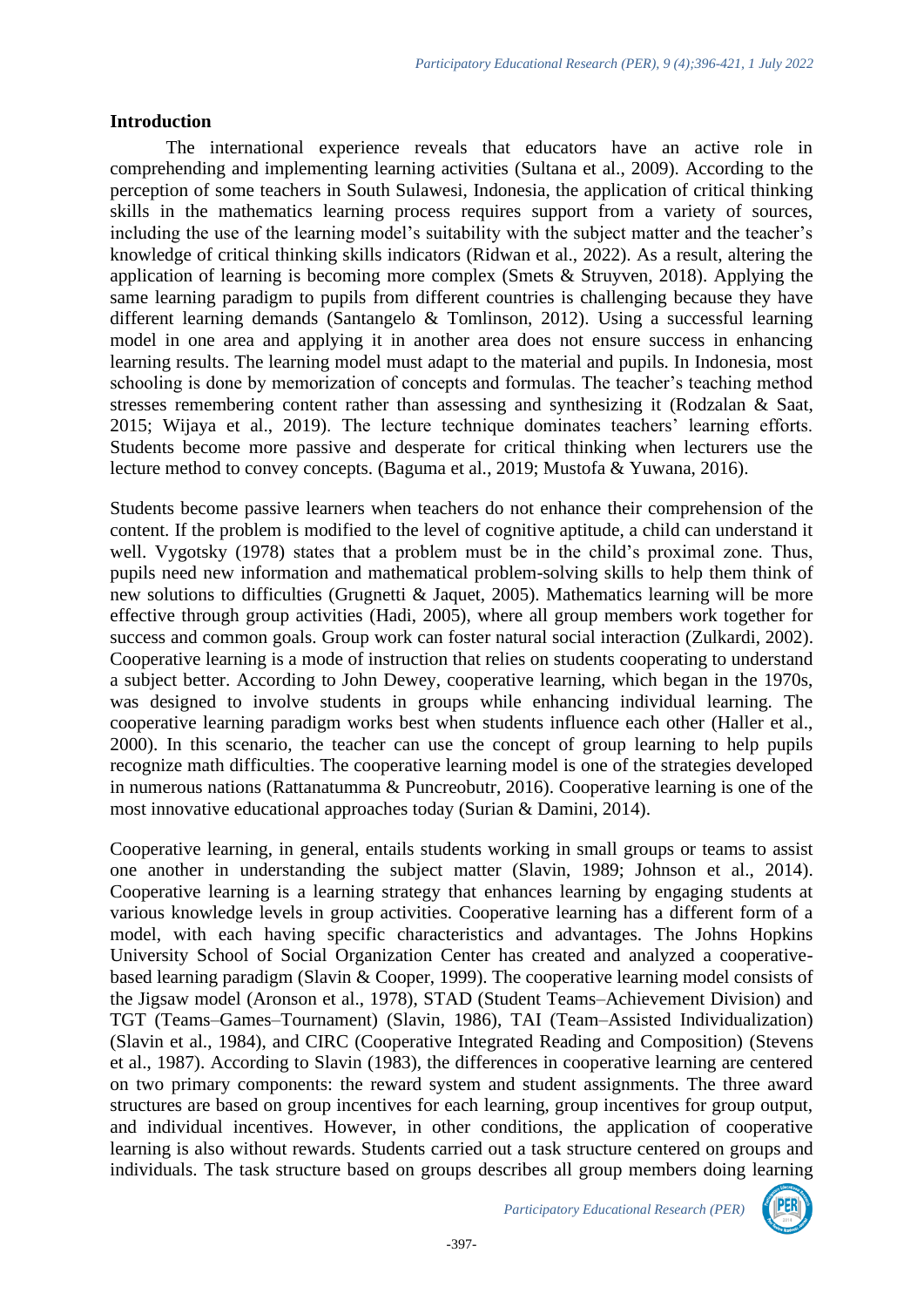## Introduction

The international experience reveals that educators have an active role in comprehending and implementing learning activities (Sultana et al., 2009). According to the perception of some teachers in South Sulawesi, Indonesia, the application of critical thinking skills in the mathematics learning process requires support from a variety of sources, including the use of the learning model's suitability with the subject matter and the teacher's knowledge of critical thinking skills indicators (Ridwan et al., 2022). As a result, altering the application of learning is becoming more complex (Smets & Struyven, 2018). Applying the same learning paradigm to pupils from different countries is challenging because they have different learning demands (Santangelo & Tomlinson, 2012). Using a successful learning model in one area and applying it in another area does not ensure success in enhancing learning results. The learning model must adapt to the material and pupils. In Indonesia, most schooling is done by memorization of concepts and formulas. The teacher's teaching method stresses remembering content rather than assessing and synthesizing it (Rodzalan & Saat, 2015; Wijaya et al., 2019). The lecture technique dominates teachers' learning efforts. Students become more passive and desperate for critical thinking when lecturers use the lecture method to convey concepts. (Baguma et al., 2019; Mustofa & Yuwana, 2016).

Students become passive learners when teachers do not enhance their comprehension of the content. If the problem is modified to the level of cognitive aptitude, a child can understand it well. Vygotsky (1978) states that a problem must be in the child's proximal zone. Thus, pupils need new information and mathematical problem-solving skills to help them think of new solutions to difficulties (Grugnetti & Jaquet, 2005). Mathematics learning will be more effective through group activities (Hadi, 2005), where all group members work together for success and common goals. Group work can foster natural social interaction (Zulkardi, 2002). Cooperative learning is a mode of instruction that relies on students cooperating to understand a subject better. According to John Dewey, cooperative learning, which began in the 1970s, was designed to involve students in groups while enhancing individual learning. The cooperative learning paradigm works best when students influence each other (Haller et al., 2000). In this scenario, the teacher can use the concept of group learning to help pupils recognize math difficulties. The cooperative learning model is one of the strategies developed in numerous nations (Rattanatumma & Puncreobutr, 2016). Cooperative learning is one of the most innovative educational approaches today (Surian & Damini, 2014).

Cooperative learning, in general, entails students working in small groups or teams to assist one another in understanding the subject matter (Slavin, 1989; Johnson et al., 2014). Cooperative learning is a learning strategy that enhances learning by engaging students at various knowledge levels in group activities. Cooperative learning has a different form of a model, with each having specific characteristics and advantages. The Johns Hopkins University School of Social Organization Center has created and analyzed a cooperative-based learning paradigm (Slavin & Cooper, 1999). The cooperative learning model consists of the Jigsaw model (Aronson et al., 1978), STAD (Student Teams–Achievement Division) and TGT (Teams–Games–Tournament) (Slavin, 1986), TAI (Team–Assisted Individualization) (Slavin et al., 1984), and CIRC (Cooperative Integrated Reading and Composition) (Stevens et al., 1987). According to Slavin (1983), the differences in cooperative learning are centered on two primary components: the reward system and student assignments. The three award structures are based on group incentives for each learning, group incentives for group output, and individual incentives. However, in other conditions, the application of cooperative learning is also without rewards. Students carried out a task structure centered on groups and individuals. The task structure based on groups describes all group members doing learning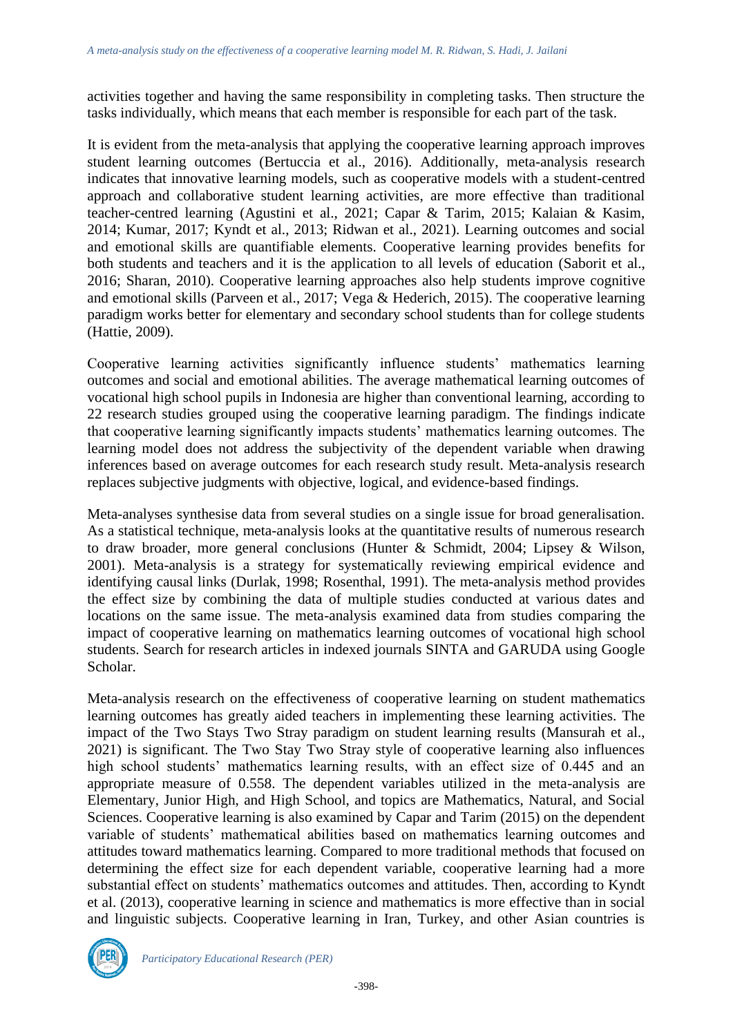activities together and having the same responsibility in completing tasks. Then structure the tasks individually, which means that each member is responsible for each part of the task.

It is evident from the meta-analysis that applying the cooperative learning approach improves student learning outcomes (Bertuccia et al., 2016). Additionally, meta-analysis research indicates that innovative learning models, such as cooperative models with a student-centred approach and collaborative student learning activities, are more effective than traditional teacher-centred learning (Agustini et al., 2021; Capar & Tarim, 2015; Kalaian & Kasim, 2014; Kumar, 2017; Kyndt et al., 2013; Ridwan et al., 2021). Learning outcomes and social and emotional skills are quantifiable elements. Cooperative learning provides benefits for both students and teachers and it is the application to all levels of education (Saborit et al., 2016; Sharan, 2010). Cooperative learning approaches also help students improve cognitive and emotional skills (Parveen et al., 2017; Vega & Hederich, 2015). The cooperative learning paradigm works better for elementary and secondary school students than for college students (Hattie, 2009).

Cooperative learning activities significantly influence students' mathematics learning outcomes and social and emotional abilities. The average mathematical learning outcomes of vocational high school pupils in Indonesia are higher than conventional learning, according to 22 research studies grouped using the cooperative learning paradigm. The findings indicate that cooperative learning significantly impacts students' mathematics learning outcomes. The learning model does not address the subjectivity of the dependent variable when drawing inferences based on average outcomes for each research study result. Meta-analysis research replaces subjective judgments with objective, logical, and evidence-based findings.

Meta-analyses synthesise data from several studies on a single issue for broad generalisation. As a statistical technique, meta-analysis looks at the quantitative results of numerous research to draw broader, more general conclusions (Hunter & Schmidt, 2004; Lipsey & Wilson, 2001). Meta-analysis is a strategy for systematically reviewing empirical evidence and identifying causal links (Durlak, 1998; Rosenthal, 1991). The meta-analysis method provides the effect size by combining the data of multiple studies conducted at various dates and locations on the same issue. The meta-analysis examined data from studies comparing the impact of cooperative learning on mathematics learning outcomes of vocational high school students. Search for research articles in indexed journals SINTA and GARUDA using Google Scholar.

Meta-analysis research on the effectiveness of cooperative learning on student mathematics learning outcomes has greatly aided teachers in implementing these learning activities. The impact of the Two Stays Two Stray paradigm on student learning results (Mansurah et al., 2021) is significant. The Two Stay Two Stray style of cooperative learning also influences high school students' mathematics learning results, with an effect size of 0.445 and an appropriate measure of 0.558. The dependent variables utilized in the meta-analysis are Elementary, Junior High, and High School, and topics are Mathematics, Natural, and Social Sciences. Cooperative learning is also examined by Capar and Tarim (2015) on the dependent variable of students' mathematical abilities based on mathematics learning outcomes and attitudes toward mathematics learning. Compared to more traditional methods that focused on determining the effect size for each dependent variable, cooperative learning had a more substantial effect on students' mathematics outcomes and attitudes. Then, according to Kyndt et al. (2013), cooperative learning in science and mathematics is more effective than in social and linguistic subjects. Cooperative learning in Iran, Turkey, and other Asian countries is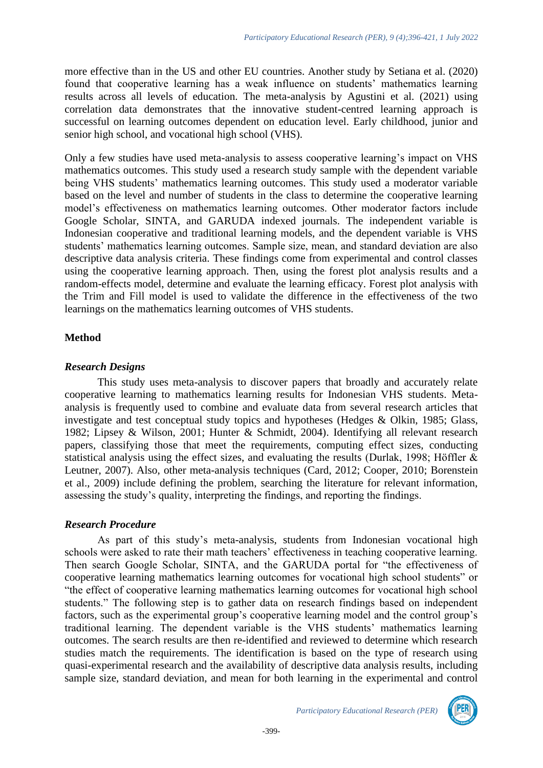more effective than in the US and other EU countries. Another study by Setiana et al. (2020) found that cooperative learning has a weak influence on students' mathematics learning results across all levels of education. The meta-analysis by Agustini et al. (2021) using correlation data demonstrates that the innovative student-centred learning approach is successful on learning outcomes dependent on education level. Early childhood, junior and senior high school, and vocational high school (VHS).

Only a few studies have used meta-analysis to assess cooperative learning's impact on VHS mathematics outcomes. This study used a research study sample with the dependent variable being VHS students' mathematics learning outcomes. This study used a moderator variable based on the level and number of students in the class to determine the cooperative learning model's effectiveness on mathematics learning outcomes. Other moderator factors include Google Scholar, SINTA, and GARUDA indexed journals. The independent variable is Indonesian cooperative and traditional learning models, and the dependent variable is VHS students' mathematics learning outcomes. Sample size, mean, and standard deviation are also descriptive data analysis criteria. These findings come from experimental and control classes using the cooperative learning approach. Then, using the forest plot analysis results and a random-effects model, determine and evaluate the learning efficacy. Forest plot analysis with the Trim and Fill model is used to validate the difference in the effectiveness of the two learnings on the mathematics learning outcomes of VHS students.

## Method

### *Research Designs*

This study uses meta-analysis to discover papers that broadly and accurately relate cooperative learning to mathematics learning results for Indonesian VHS students. Meta-analysis is frequently used to combine and evaluate data from several research articles that investigate and test conceptual study topics and hypotheses (Hedges & Olkin, 1985; Glass, 1982; Lipsey & Wilson, 2001; Hunter & Schmidt, 2004). Identifying all relevant research papers, classifying those that meet the requirements, computing effect sizes, conducting statistical analysis using the effect sizes, and evaluating the results (Durlak, 1998; Höffler & Leutner, 2007). Also, other meta-analysis techniques (Card, 2012; Cooper, 2010; Borenstein et al., 2009) include defining the problem, searching the literature for relevant information, assessing the study's quality, interpreting the findings, and reporting the findings.

### *Research Procedure*

As part of this study's meta-analysis, students from Indonesian vocational high schools were asked to rate their math teachers' effectiveness in teaching cooperative learning. Then search Google Scholar, SINTA, and the GARUDA portal for "the effectiveness of cooperative learning mathematics learning outcomes for vocational high school students" or "the effect of cooperative learning mathematics learning outcomes for vocational high school students." The following step is to gather data on research findings based on independent factors, such as the experimental group's cooperative learning model and the control group's traditional learning. The dependent variable is the VHS students' mathematics learning outcomes. The search results are then re-identified and reviewed to determine which research studies match the requirements. The identification is based on the type of research using quasi-experimental research and the availability of descriptive data analysis results, including sample size, standard deviation, and mean for both learning in the experimental and control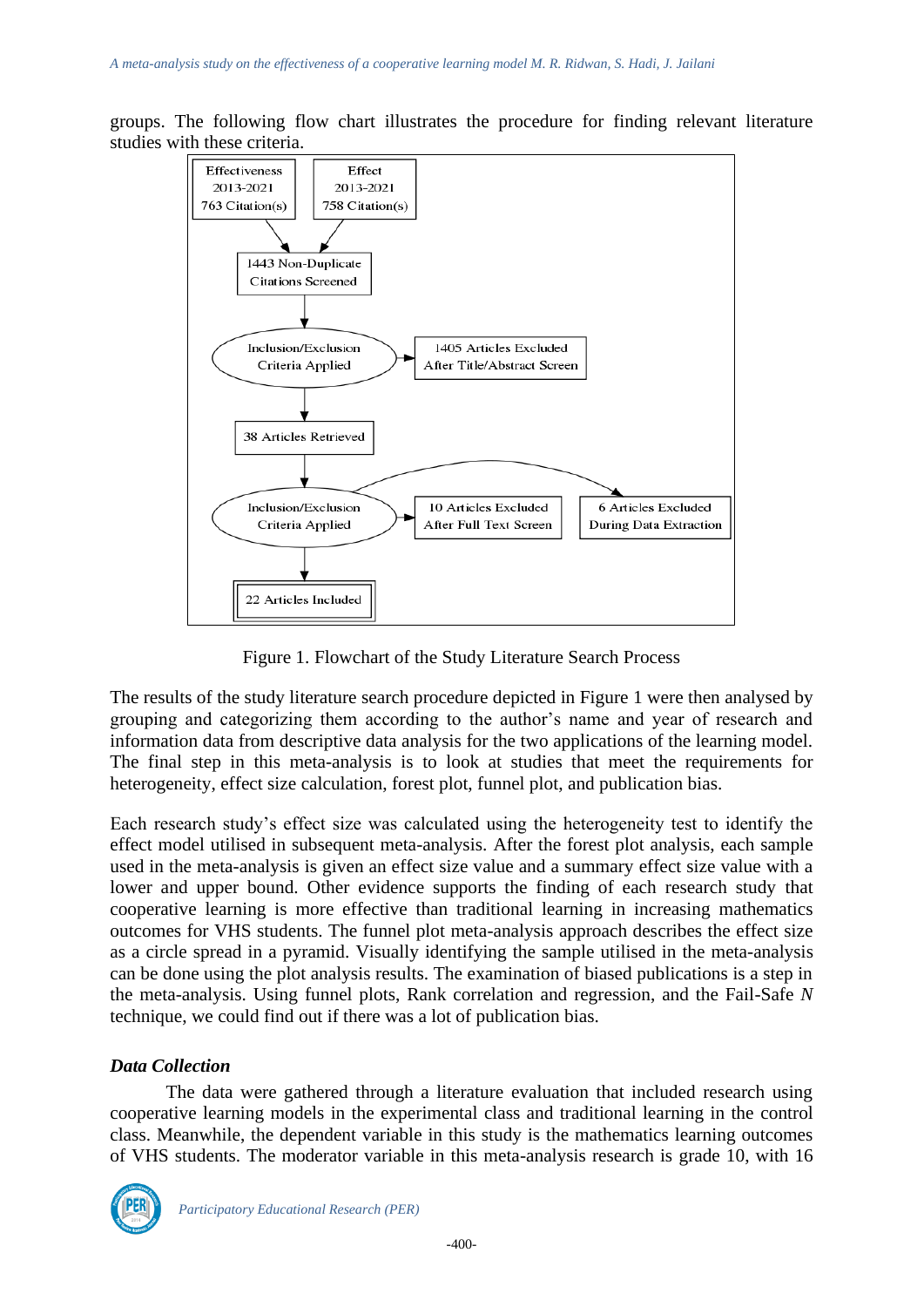groups. The following flow chart illustrates the procedure for finding relevant literature studies with these criteria.

Effectiveness 2013-2021 763 Citation(s)

Effect 2013-2021 758 Citation(s)

1443 Non-Duplicate Citations Screened

Inclusion/Exclusion Criteria Applied

1405 Articles Excluded After Title/Abstract Screen

38 Articles Retrieved

Inclusion/Exclusion Criteria Applied

10 Articles Excluded After Full Text Screen

6 Articles Excluded During Data Extraction

22 Articles Included

Figure 1. Flowchart of the Study Literature Search Process

The results of the study literature search procedure depicted in Figure 1 were then analysed by grouping and categorizing them according to the author's name and year of research and information data from descriptive data analysis for the two applications of the learning model. The final step in this meta-analysis is to look at studies that meet the requirements for heterogeneity, effect size calculation, forest plot, funnel plot, and publication bias.

Each research study's effect size was calculated using the heterogeneity test to identify the effect model utilised in subsequent meta-analysis. After the forest plot analysis, each sample used in the meta-analysis is given an effect size value and a summary effect size value with a lower and upper bound. Other evidence supports the finding of each research study that cooperative learning is more effective than traditional learning in increasing mathematics outcomes for VHS students. The funnel plot meta-analysis approach describes the effect size as a circle spread in a pyramid. Visually identifying the sample utilised in the meta-analysis can be done using the plot analysis results. The examination of biased publications is a step in the meta-analysis. Using funnel plots, Rank correlation and regression, and the Fail-Safe *N* technique, we could find out if there was a lot of publication bias.

### *Data Collection*

The data were gathered through a literature evaluation that included research using cooperative learning models in the experimental class and traditional learning in the control class. Meanwhile, the dependent variable in this study is the mathematics learning outcomes of VHS students. The moderator variable in this meta-analysis research is grade 10, with 16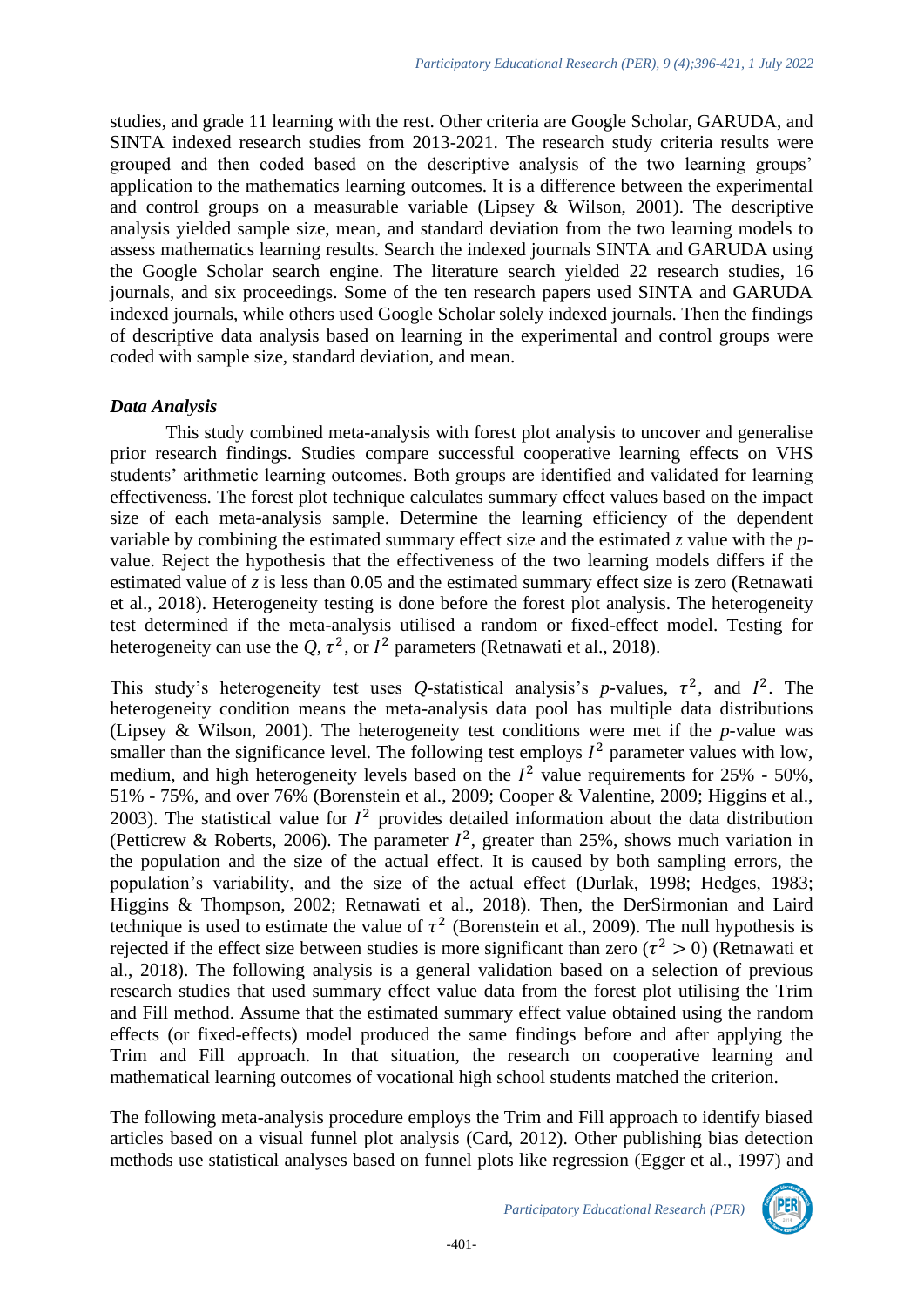studies, and grade 11 learning with the rest. Other criteria are Google Scholar, GARUDA, and SINTA indexed research studies from 2013-2021. The research study criteria results were grouped and then coded based on the descriptive analysis of the two learning groups' application to the mathematics learning outcomes. It is a difference between the experimental and control groups on a measurable variable (Lipsey & Wilson, 2001). The descriptive analysis yielded sample size, mean, and standard deviation from the two learning models to assess mathematics learning results. Search the indexed journals SINTA and GARUDA using the Google Scholar search engine. The literature search yielded 22 research studies, 16 journals, and six proceedings. Some of the ten research papers used SINTA and GARUDA indexed journals, while others used Google Scholar solely indexed journals. Then the findings of descriptive data analysis based on learning in the experimental and control groups were coded with sample size, standard deviation, and mean.

### *Data Analysis*

This study combined meta-analysis with forest plot analysis to uncover and generalise prior research findings. Studies compare successful cooperative learning effects on VHS students' arithmetic learning outcomes. Both groups are identified and validated for learning effectiveness. The forest plot technique calculates summary effect values based on the impact size of each meta-analysis sample. Determine the learning efficiency of the dependent variable by combining the estimated summary effect size and the estimated *z* value with the *p*-value. Reject the hypothesis that the effectiveness of the two learning models differs if the estimated value of *z* is less than 0.05 and the estimated summary effect size is zero (Retnawati et al., 2018). Heterogeneity testing is done before the forest plot analysis. The heterogeneity test determined if the meta-analysis utilised a random or fixed-effect model. Testing for heterogeneity can use the $Q$, $\tau^2$, or $I^2$ parameters (Retnawati et al., 2018).

This study's heterogeneity test uses *Q*-statistical analysis's *p*-values, $\tau^2$, and $I^2$. The heterogeneity condition means the meta-analysis data pool has multiple data distributions (Lipsey & Wilson, 2001). The heterogeneity test conditions were met if the *p*-value was smaller than the significance level. The following test employs $I^2$ parameter values with low, medium, and high heterogeneity levels based on the $I^2$ value requirements for 25% - 50%, 51% - 75%, and over 76% (Borenstein et al., 2009; Cooper & Valentine, 2009; Higgins et al., 2003). The statistical value for $I^2$ provides detailed information about the data distribution (Petticrew & Roberts, 2006). The parameter $I^2$, greater than 25%, shows much variation in the population and the size of the actual effect. It is caused by both sampling errors, the population's variability, and the size of the actual effect (Durlak, 1998; Hedges, 1983; Higgins & Thompson, 2002; Retnawati et al., 2018). Then, the DerSirmonian and Laird technique is used to estimate the value of $\tau^2$ (Borenstein et al., 2009). The null hypothesis is rejected if the effect size between studies is more significant than zero ($\tau^2 > 0$) (Retnawati et al., 2018). The following analysis is a general validation based on a selection of previous research studies that used summary effect value data from the forest plot utilising the Trim and Fill method. Assume that the estimated summary effect value obtained using the random effects (or fixed-effects) model produced the same findings before and after applying the Trim and Fill approach. In that situation, the research on cooperative learning and mathematical learning outcomes of vocational high school students matched the criterion.

The following meta-analysis procedure employs the Trim and Fill approach to identify biased articles based on a visual funnel plot analysis (Card, 2012). Other publishing bias detection methods use statistical analyses based on funnel plots like regression (Egger et al., 1997) and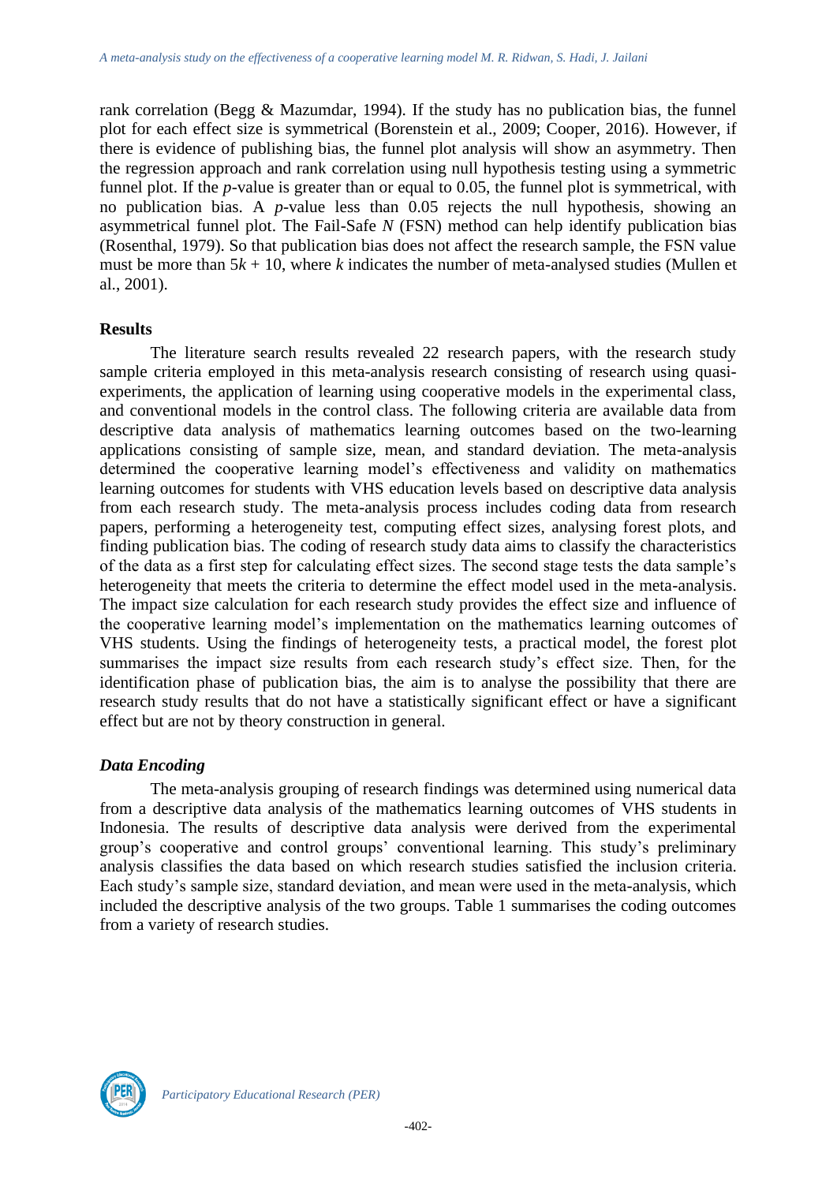rank correlation (Begg & Mazumdar, 1994). If the study has no publication bias, the funnel plot for each effect size is symmetrical (Borenstein et al., 2009; Cooper, 2016). However, if there is evidence of publishing bias, the funnel plot analysis will show an asymmetry. Then the regression approach and rank correlation using null hypothesis testing using a symmetric funnel plot. If the *p*-value is greater than or equal to 0.05, the funnel plot is symmetrical, with no publication bias. A *p*-value less than 0.05 rejects the null hypothesis, showing an asymmetrical funnel plot. The Fail-Safe *N* (FSN) method can help identify publication bias (Rosenthal, 1979). So that publication bias does not affect the research sample, the FSN value must be more than $5k + 10$, where $k$ indicates the number of meta-analysed studies (Mullen et al., 2001).

## Results

The literature search results revealed 22 research papers, with the research study sample criteria employed in this meta-analysis research consisting of research using quasi-experiments, the application of learning using cooperative models in the experimental class, and conventional models in the control class. The following criteria are available data from descriptive data analysis of mathematics learning outcomes based on the two-learning applications consisting of sample size, mean, and standard deviation. The meta-analysis determined the cooperative learning model's effectiveness and validity on mathematics learning outcomes for students with VHS education levels based on descriptive data analysis from each research study. The meta-analysis process includes coding data from research papers, performing a heterogeneity test, computing effect sizes, analysing forest plots, and finding publication bias. The coding of research study data aims to classify the characteristics of the data as a first step for calculating effect sizes. The second stage tests the data sample's heterogeneity that meets the criteria to determine the effect model used in the meta-analysis. The impact size calculation for each research study provides the effect size and influence of the cooperative learning model's implementation on the mathematics learning outcomes of VHS students. Using the findings of heterogeneity tests, a practical model, the forest plot summarises the impact size results from each research study's effect size. Then, for the identification phase of publication bias, the aim is to analyse the possibility that there are research study results that do not have a statistically significant effect or have a significant effect but are not by theory construction in general.

### *Data Encoding*

The meta-analysis grouping of research findings was determined using numerical data from a descriptive data analysis of the mathematics learning outcomes of VHS students in Indonesia. The results of descriptive data analysis were derived from the experimental group's cooperative and control groups' conventional learning. This study's preliminary analysis classifies the data based on which research studies satisfied the inclusion criteria. Each study's sample size, standard deviation, and mean were used in the meta-analysis, which included the descriptive analysis of the two groups. Table 1 summarises the coding outcomes from a variety of research studies.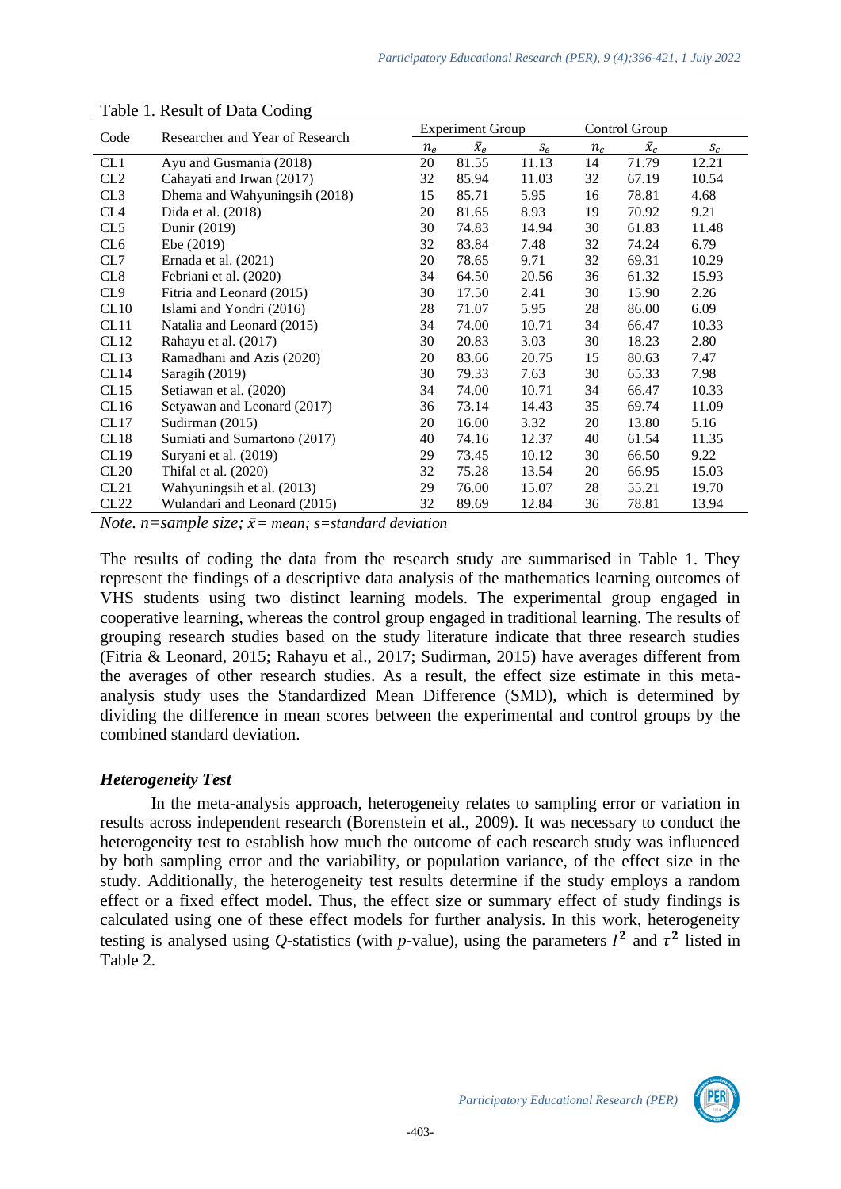Table 1. Result of Data Coding

| Code | Researcher and Year of Research | Experiment Group | | | Control Group | | |
|---|---|---|---|---|---|---|---|
| | | $n_e$ | $\bar{x}_e$ | $s_e$ | $n_c$ | $\bar{x}_c$ | $s_c$ |
| CL1 | Ayu and Gusmania (2018) | 20 | 81.55 | 11.13 | 14 | 71.79 | 12.21 |
| CL2 | Cahayati and Irwan (2017) | 32 | 85.94 | 11.03 | 32 | 67.19 | 10.54 |
| CL3 | Dhema and Wahyuningsih (2018) | 15 | 85.71 | 5.95 | 16 | 78.81 | 4.68 |
| CL4 | Dida et al. (2018) | 20 | 81.65 | 8.93 | 19 | 70.92 | 9.21 |
| CL5 | Dunir (2019) | 30 | 74.83 | 14.94 | 30 | 61.83 | 11.48 |
| CL6 | Ebe (2019) | 32 | 83.84 | 7.48 | 32 | 74.24 | 6.79 |
| CL7 | Ernada et al. (2021) | 20 | 78.65 | 9.71 | 32 | 69.31 | 10.29 |
| CL8 | Febriani et al. (2020) | 34 | 64.50 | 20.56 | 36 | 61.32 | 15.93 |
| CL9 | Fitria and Leonard (2015) | 30 | 17.50 | 2.41 | 30 | 15.90 | 2.26 |
| CL10 | Islami and Yondri (2016) | 28 | 71.07 | 5.95 | 28 | 86.00 | 6.09 |
| CL11 | Natalia and Leonard (2015) | 34 | 74.00 | 10.71 | 34 | 66.47 | 10.33 |
| CL12 | Rahayu et al. (2017) | 30 | 20.83 | 3.03 | 30 | 18.23 | 2.80 |
| CL13 | Ramadhani and Azis (2020) | 20 | 83.66 | 20.75 | 15 | 80.63 | 7.47 |
| CL14 | Saragih (2019) | 30 | 79.33 | 7.63 | 30 | 65.33 | 7.98 |
| CL15 | Setiawan et al. (2020) | 34 | 74.00 | 10.71 | 34 | 66.47 | 10.33 |
| CL16 | Setyawan and Leonard (2017) | 36 | 73.14 | 14.43 | 35 | 69.74 | 11.09 |
| CL17 | Sudirman (2015) | 20 | 16.00 | 3.32 | 20 | 13.80 | 5.16 |
| CL18 | Sumiati and Sumartono (2017) | 40 | 74.16 | 12.37 | 40 | 61.54 | 11.35 |
| CL19 | Suryani et al. (2019) | 29 | 73.45 | 10.12 | 30 | 66.50 | 9.22 |
| CL20 | Thifal et al. (2020) | 32 | 75.28 | 13.54 | 20 | 66.95 | 15.03 |
| CL21 | Wahyuningsih et al. (2013) | 29 | 76.00 | 15.07 | 28 | 55.21 | 19.70 |
| CL22 | Wulandari and Leonard (2015) | 32 | 89.69 | 12.84 | 36 | 78.81 | 13.94 |

*Note. n=sample size; $\bar{x}$= mean; s=standard deviation*

The results of coding the data from the research study are summarised in Table 1. They represent the findings of a descriptive data analysis of the mathematics learning outcomes of VHS students using two distinct learning models. The experimental group engaged in cooperative learning, whereas the control group engaged in traditional learning. The results of grouping research studies based on the study literature indicate that three research studies (Fitria & Leonard, 2015; Rahayu et al., 2017; Sudirman, 2015) have averages different from the averages of other research studies. As a result, the effect size estimate in this meta-analysis study uses the Standardized Mean Difference (SMD), which is determined by dividing the difference in mean scores between the experimental and control groups by the combined standard deviation.

### *Heterogeneity Test*

In the meta-analysis approach, heterogeneity relates to sampling error or variation in results across independent research (Borenstein et al., 2009). It was necessary to conduct the heterogeneity test to establish how much the outcome of each research study was influenced by both sampling error and the variability, or population variance, of the effect size in the study. Additionally, the heterogeneity test results determine if the study employs a random effect or a fixed effect model. Thus, the effect size or summary effect of study findings is calculated using one of these effect models for further analysis. In this work, heterogeneity testing is analysed using *Q*-statistics (with *p*-value), using the parameters $I^2$ and $\tau^2$ listed in Table 2.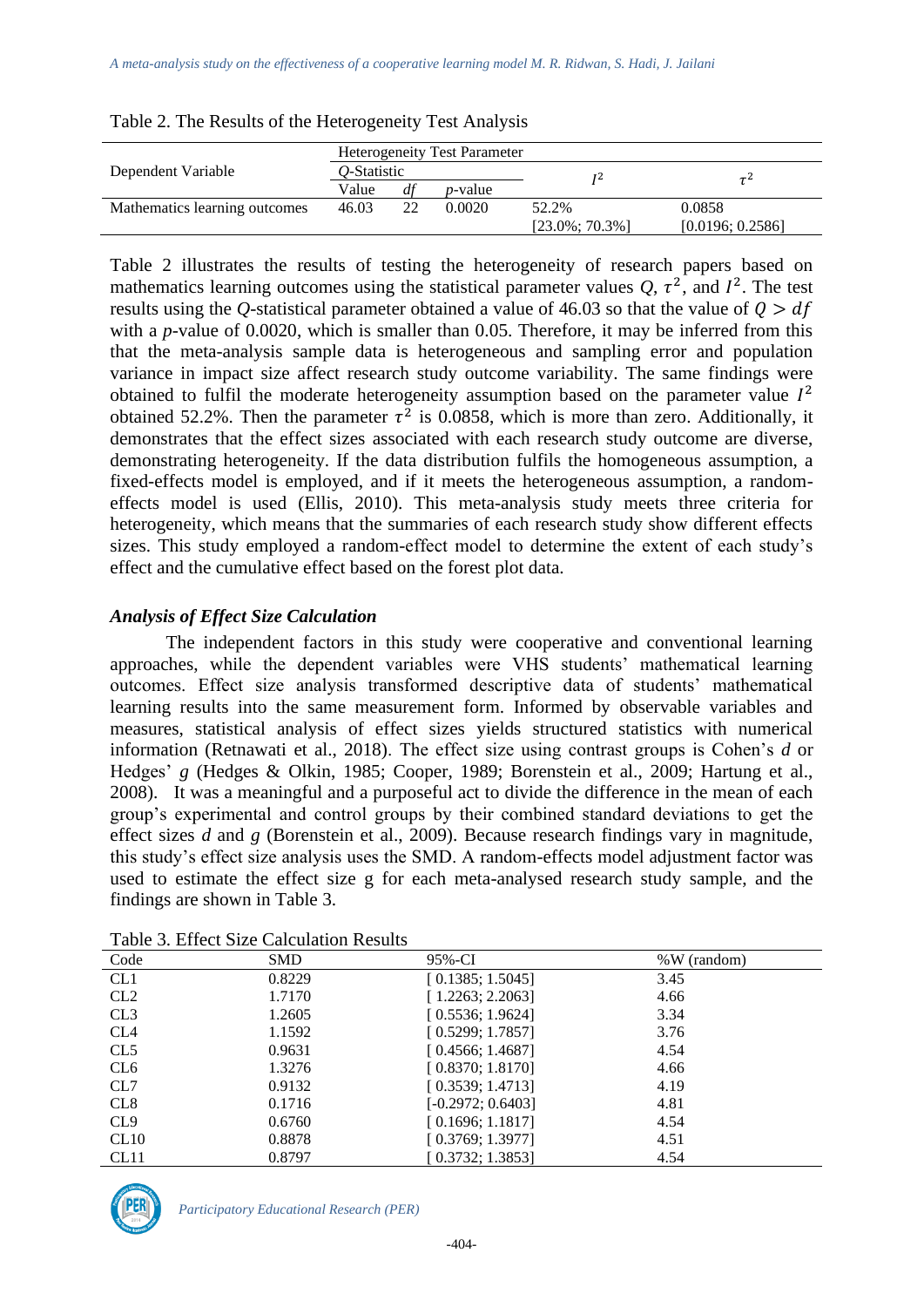Table 2. The Results of the Heterogeneity Test Analysis

| Dependent Variable | Heterogeneity Test Parameter | | | | |
|---|---|---|---|---|---|
| | *Q*-Statistic | | | $I^2$ | $\tau^2$ |
| | Value | *df* | *p*-value | | |
| Mathematics learning outcomes | 46.03 | 22 | 0.0020 | 52.2% [23.0%; 70.3%] | 0.0858 [0.0196; 0.2586] |

Table 2 illustrates the results of testing the heterogeneity of research papers based on mathematics learning outcomes using the statistical parameter values $Q$, $\tau^2$, and $I^2$. The test results using the *Q*-statistical parameter obtained a value of 46.03 so that the value of $Q > df$ with a *p*-value of 0.0020, which is smaller than 0.05. Therefore, it may be inferred from this that the meta-analysis sample data is heterogeneous and sampling error and population variance in impact size affect research study outcome variability. The same findings were obtained to fulfil the moderate heterogeneity assumption based on the parameter value $I^2$ obtained 52.2%. Then the parameter $\tau^2$ is 0.0858, which is more than zero. Additionally, it demonstrates that the effect sizes associated with each research study outcome are diverse, demonstrating heterogeneity. If the data distribution fulfils the homogeneous assumption, a fixed-effects model is employed, and if it meets the heterogeneous assumption, a random-effects model is used (Ellis, 2010). This meta-analysis study meets three criteria for heterogeneity, which means that the summaries of each research study show different effects sizes. This study employed a random-effect model to determine the extent of each study's effect and the cumulative effect based on the forest plot data.

### *Analysis of Effect Size Calculation*

The independent factors in this study were cooperative and conventional learning approaches, while the dependent variables were VHS students' mathematical learning outcomes. Effect size analysis transformed descriptive data of students' mathematical learning results into the same measurement form. Informed by observable variables and measures, statistical analysis of effect sizes yields structured statistics with numerical information (Retnawati et al., 2018). The effect size using contrast groups is Cohen's *d* or Hedges' *g* (Hedges & Olkin, 1985; Cooper, 1989; Borenstein et al., 2009; Hartung et al., 2008). It was a meaningful and a purposeful act to divide the difference in the mean of each group's experimental and control groups by their combined standard deviations to get the effect sizes *d* and *g* (Borenstein et al., 2009). Because research findings vary in magnitude, this study's effect size analysis uses the SMD. A random-effects model adjustment factor was used to estimate the effect size g for each meta-analysed research study sample, and the findings are shown in Table 3.

Table 3. Effect Size Calculation Results

| Code | SMD | 95%-CI | %W (random) |
|---|---|---|---|
| CL1 | 0.8229 | [ 0.1385; 1.5045] | 3.45 |
| CL2 | 1.7170 | [ 1.2263; 2.2063] | 4.66 |
| CL3 | 1.2605 | [ 0.5536; 1.9624] | 3.34 |
| CL4 | 1.1592 | [ 0.5299; 1.7857] | 3.76 |
| CL5 | 0.9631 | [ 0.4566; 1.4687] | 4.54 |
| CL6 | 1.3276 | [ 0.8370; 1.8170] | 4.66 |
| CL7 | 0.9132 | [ 0.3539; 1.4713] | 4.19 |
| CL8 | 0.1716 | [-0.2972; 0.6403] | 4.81 |
| CL9 | 0.6760 | [ 0.1696; 1.1817] | 4.54 |
| CL10 | 0.8878 | [ 0.3769; 1.3977] | 4.51 |
| CL11 | 0.8797 | [ 0.3732; 1.3853] | 4.54 |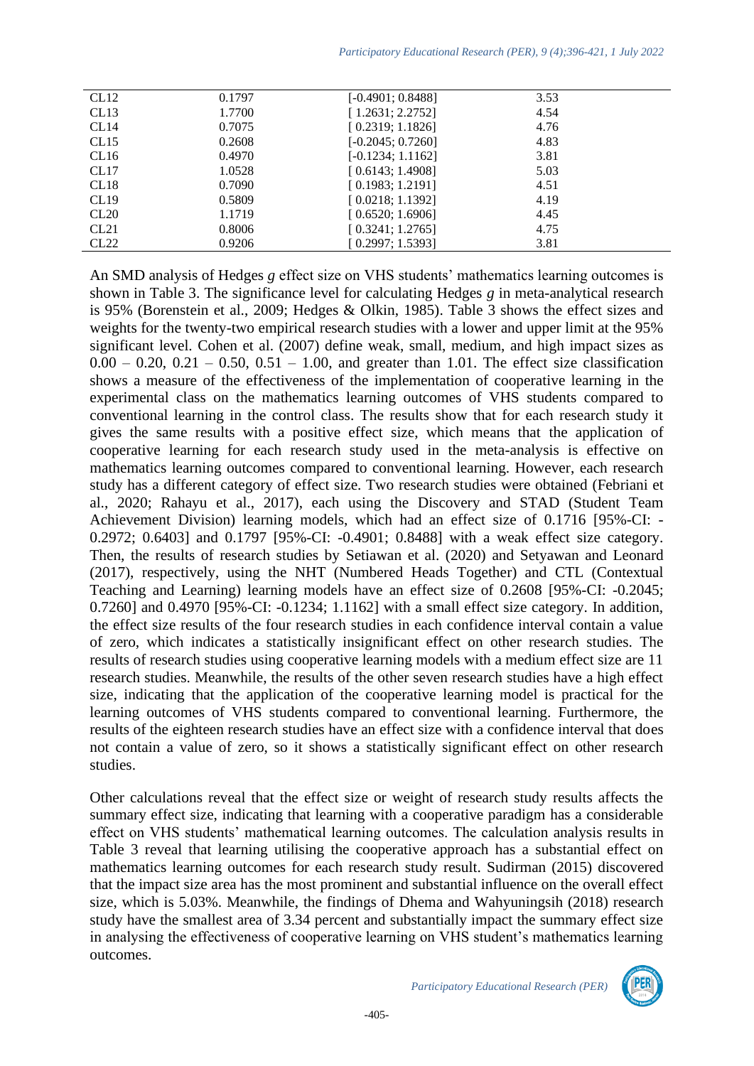| | | | |
|---|---|---|---|
| CL12 | 0.1797 | [-0.4901; 0.8488] | 3.53 |
| CL13 | 1.7700 | [ 1.2631; 2.2752] | 4.54 |
| CL14 | 0.7075 | [ 0.2319; 1.1826] | 4.76 |
| CL15 | 0.2608 | [-0.2045; 0.7260] | 4.83 |
| CL16 | 0.4970 | [-0.1234; 1.1162] | 3.81 |
| CL17 | 1.0528 | [ 0.6143; 1.4908] | 5.03 |
| CL18 | 0.7090 | [ 0.1983; 1.2191] | 4.51 |
| CL19 | 0.5809 | [ 0.0218; 1.1392] | 4.19 |
| CL20 | 1.1719 | [ 0.6520; 1.6906] | 4.45 |
| CL21 | 0.8006 | [ 0.3241; 1.2765] | 4.75 |
| CL22 | 0.9206 | [ 0.2997; 1.5393] | 3.81 |

An SMD analysis of Hedges *g* effect size on VHS students' mathematics learning outcomes is shown in Table 3. The significance level for calculating Hedges *g* in meta-analytical research is 95% (Borenstein et al., 2009; Hedges & Olkin, 1985). Table 3 shows the effect sizes and weights for the twenty-two empirical research studies with a lower and upper limit at the 95% significant level. Cohen et al. (2007) define weak, small, medium, and high impact sizes as 0.00 – 0.20, 0.21 – 0.50, 0.51 – 1.00, and greater than 1.01. The effect size classification shows a measure of the effectiveness of the implementation of cooperative learning in the experimental class on the mathematics learning outcomes of VHS students compared to conventional learning in the control class. The results show that for each research study it gives the same results with a positive effect size, which means that the application of cooperative learning for each research study used in the meta-analysis is effective on mathematics learning outcomes compared to conventional learning. However, each research study has a different category of effect size. Two research studies were obtained (Febriani et al., 2020; Rahayu et al., 2017), each using the Discovery and STAD (Student Team Achievement Division) learning models, which had an effect size of 0.1716 [95%-CI: -0.2972; 0.6403] and 0.1797 [95%-CI: -0.4901; 0.8488] with a weak effect size category. Then, the results of research studies by Setiawan et al. (2020) and Setyawan and Leonard (2017), respectively, using the NHT (Numbered Heads Together) and CTL (Contextual Teaching and Learning) learning models have an effect size of 0.2608 [95%-CI: -0.2045; 0.7260] and 0.4970 [95%-CI: -0.1234; 1.1162] with a small effect size category. In addition, the effect size results of the four research studies in each confidence interval contain a value of zero, which indicates a statistically insignificant effect on other research studies. The results of research studies using cooperative learning models with a medium effect size are 11 research studies. Meanwhile, the results of the other seven research studies have a high effect size, indicating that the application of the cooperative learning model is practical for the learning outcomes of VHS students compared to conventional learning. Furthermore, the results of the eighteen research studies have an effect size with a confidence interval that does not contain a value of zero, so it shows a statistically significant effect on other research studies.

Other calculations reveal that the effect size or weight of research study results affects the summary effect size, indicating that learning with a cooperative paradigm has a considerable effect on VHS students' mathematical learning outcomes. The calculation analysis results in Table 3 reveal that learning utilising the cooperative approach has a substantial effect on mathematics learning outcomes for each research study result. Sudirman (2015) discovered that the impact size area has the most prominent and substantial influence on the overall effect size, which is 5.03%. Meanwhile, the findings of Dhema and Wahyuningsih (2018) research study have the smallest area of 3.34 percent and substantially impact the summary effect size in analysing the effectiveness of cooperative learning on VHS student's mathematics learning outcomes.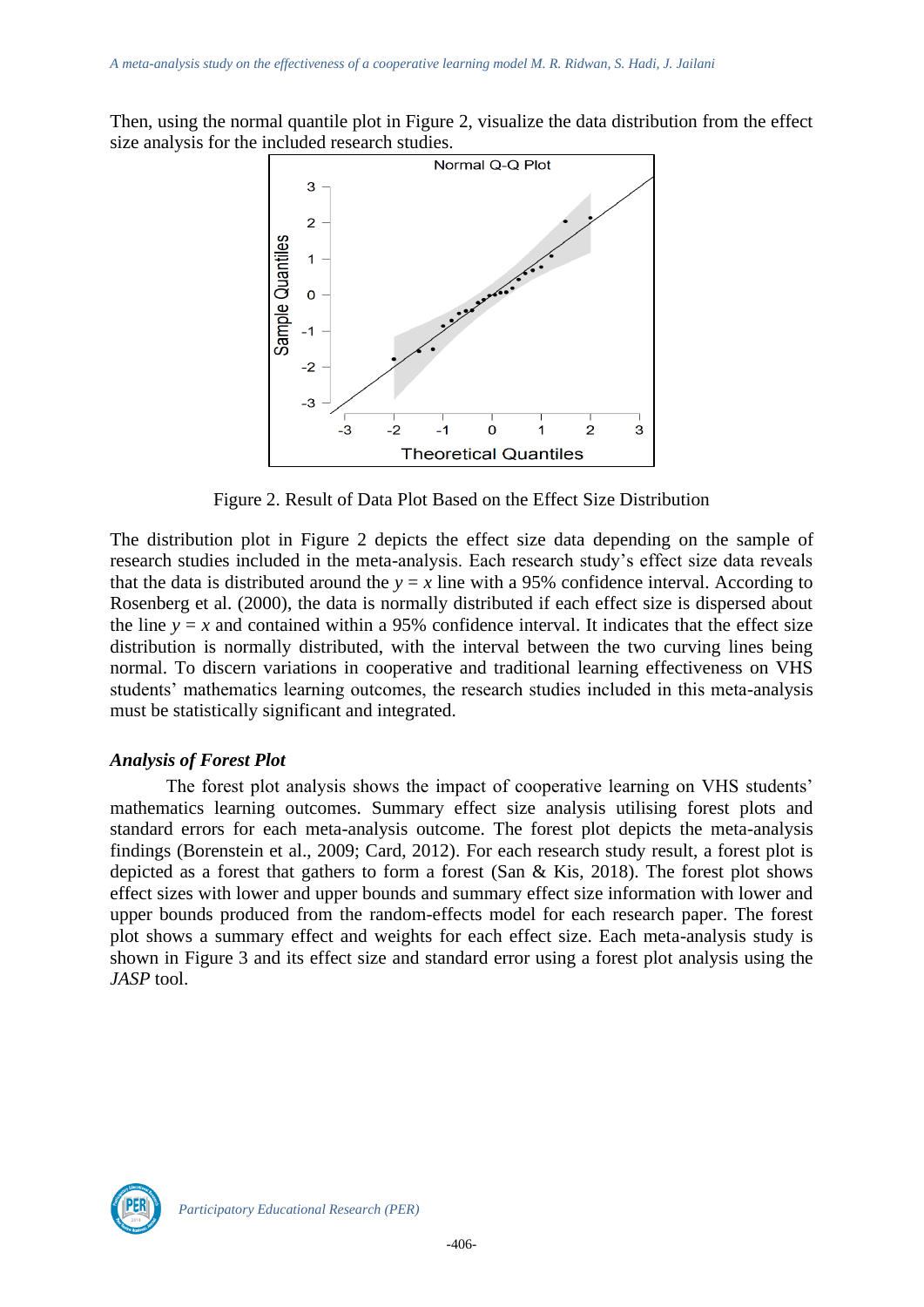Then, using the normal quantile plot in Figure 2, visualize the data distribution from the effect size analysis for the included research studies.

Figure 2. Result of Data Plot Based on the Effect Size Distribution

The distribution plot in Figure 2 depicts the effect size data depending on the sample of research studies included in the meta-analysis. Each research study's effect size data reveals that the data is distributed around the $y = x$ line with a 95% confidence interval. According to Rosenberg et al. (2000), the data is normally distributed if each effect size is dispersed about the line $y = x$ and contained within a 95% confidence interval. It indicates that the effect size distribution is normally distributed, with the interval between the two curving lines being normal. To discern variations in cooperative and traditional learning effectiveness on VHS students' mathematics learning outcomes, the research studies included in this meta-analysis must be statistically significant and integrated.

### *Analysis of Forest Plot*

The forest plot analysis shows the impact of cooperative learning on VHS students' mathematics learning outcomes. Summary effect size analysis utilising forest plots and standard errors for each meta-analysis outcome. The forest plot depicts the meta-analysis findings (Borenstein et al., 2009; Card, 2012). For each research study result, a forest plot is depicted as a forest that gathers to form a forest (San & Kis, 2018). The forest plot shows effect sizes with lower and upper bounds and summary effect size information with lower and upper bounds produced from the random-effects model for each research paper. The forest plot shows a summary effect and weights for each effect size. Each meta-analysis study is shown in Figure 3 and its effect size and standard error using a forest plot analysis using the *JASP* tool.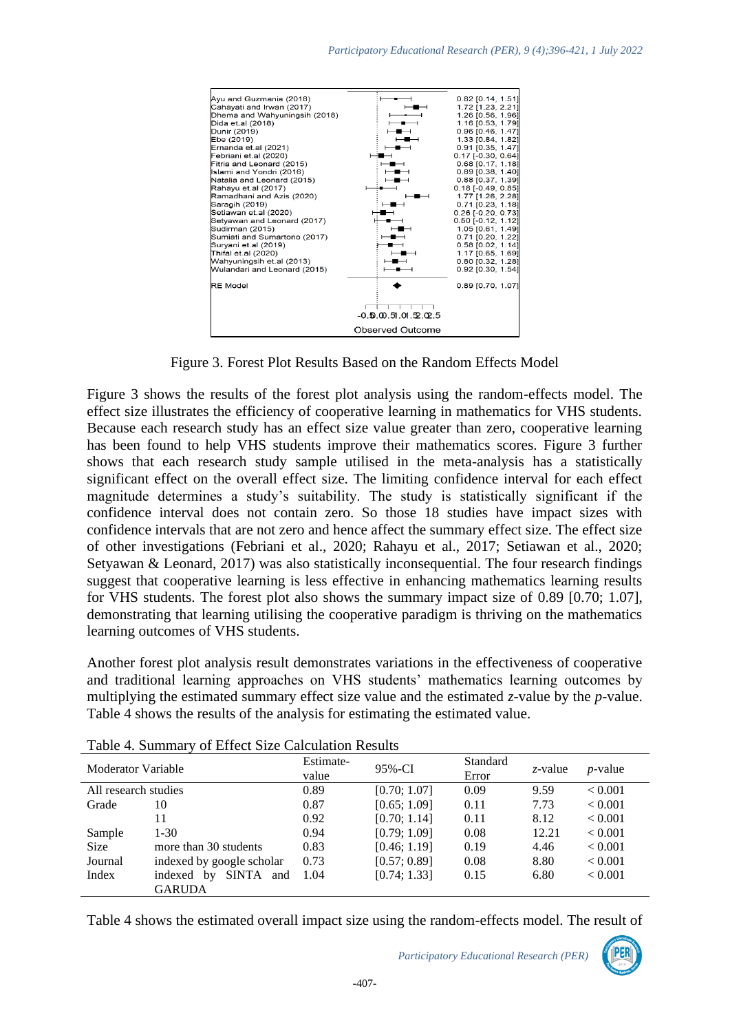Figure 3. Forest Plot Results Based on the Random Effects Model

Figure 3 shows the results of the forest plot analysis using the random-effects model. The effect size illustrates the efficiency of cooperative learning in mathematics for VHS students. Because each research study has an effect size value greater than zero, cooperative learning has been found to help VHS students improve their mathematics scores. Figure 3 further shows that each research study sample utilised in the meta-analysis has a statistically significant effect on the overall effect size. The limiting confidence interval for each effect magnitude determines a study's suitability. The study is statistically significant if the confidence interval does not contain zero. So those 18 studies have impact sizes with confidence intervals that are not zero and hence affect the summary effect size. The effect size of other investigations (Febriani et al., 2020; Rahayu et al., 2017; Setiawan et al., 2020; Setyawan & Leonard, 2017) was also statistically inconsequential. The four research findings suggest that cooperative learning is less effective in enhancing mathematics learning results for VHS students. The forest plot also shows the summary impact size of 0.89 [0.70; 1.07], demonstrating that learning utilising the cooperative paradigm is thriving on the mathematics learning outcomes of VHS students.

Another forest plot analysis result demonstrates variations in the effectiveness of cooperative and traditional learning approaches on VHS students' mathematics learning outcomes by multiplying the estimated summary effect size value and the estimated *z*-value by the *p*-value. Table 4 shows the results of the analysis for estimating the estimated value.

Table 4. Summary of Effect Size Calculation Results

| Moderator Variable | | Estimate-value | 95%-CI | Standard Error | *z*-value | *p*-value |
|---|---|---|---|---|---|---|
| All research studies | | 0.89 | [0.70; 1.07] | 0.09 | 9.59 | < 0.001 |
| Grade | 10 | 0.87 | [0.65; 1.09] | 0.11 | 7.73 | < 0.001 |
| | 11 | 0.92 | [0.70; 1.14] | 0.11 | 8.12 | < 0.001 |
| Sample Size | 1-30 | 0.94 | [0.79; 1.09] | 0.08 | 12.21 | < 0.001 |
| | more than 30 students | 0.83 | [0.46; 1.19] | 0.19 | 4.46 | < 0.001 |
| Journal Index | indexed by google scholar | 0.73 | [0.57; 0.89] | 0.08 | 8.80 | < 0.001 |
| | indexed by SINTA and GARUDA | 1.04 | [0.74; 1.33] | 0.15 | 6.80 | < 0.001 |

Table 4 shows the estimated overall impact size using the random-effects model. The result of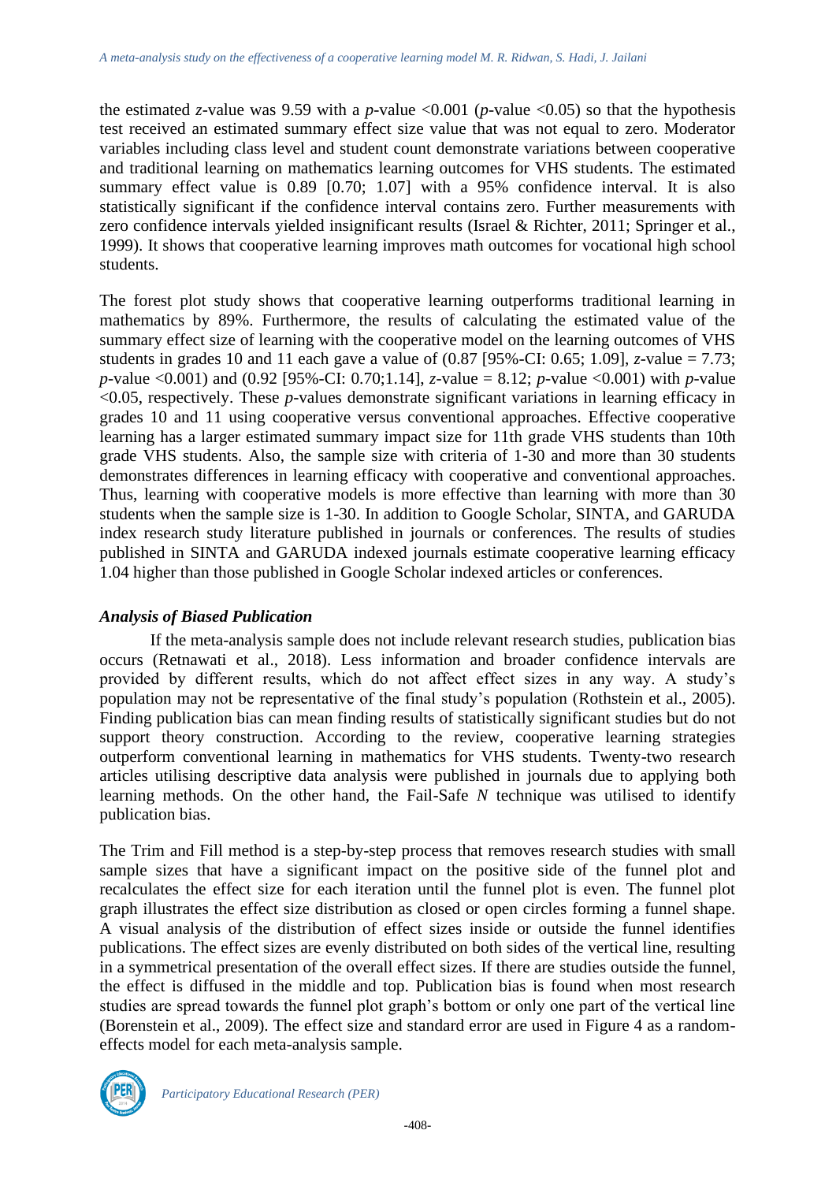the estimated *z*-value was 9.59 with a *p*-value <0.001 (*p*-value <0.05) so that the hypothesis test received an estimated summary effect size value that was not equal to zero. Moderator variables including class level and student count demonstrate variations between cooperative and traditional learning on mathematics learning outcomes for VHS students. The estimated summary effect value is 0.89 [0.70; 1.07] with a 95% confidence interval. It is also statistically significant if the confidence interval contains zero. Further measurements with zero confidence intervals yielded insignificant results (Israel & Richter, 2011; Springer et al., 1999). It shows that cooperative learning improves math outcomes for vocational high school students.

The forest plot study shows that cooperative learning outperforms traditional learning in mathematics by 89%. Furthermore, the results of calculating the estimated value of the summary effect size of learning with the cooperative model on the learning outcomes of VHS students in grades 10 and 11 each gave a value of (0.87 [95%-CI: 0.65; 1.09], *z*-value = 7.73; *p*-value <0.001) and (0.92 [95%-CI: 0.70;1.14], *z*-value = 8.12; *p*-value <0.001) with *p*-value <0.05, respectively. These *p*-values demonstrate significant variations in learning efficacy in grades 10 and 11 using cooperative versus conventional approaches. Effective cooperative learning has a larger estimated summary impact size for 11th grade VHS students than 10th grade VHS students. Also, the sample size with criteria of 1-30 and more than 30 students demonstrates differences in learning efficacy with cooperative and conventional approaches. Thus, learning with cooperative models is more effective than learning with more than 30 students when the sample size is 1-30. In addition to Google Scholar, SINTA, and GARUDA index research study literature published in journals or conferences. The results of studies published in SINTA and GARUDA indexed journals estimate cooperative learning efficacy 1.04 higher than those published in Google Scholar indexed articles or conferences.

### *Analysis of Biased Publication*

If the meta-analysis sample does not include relevant research studies, publication bias occurs (Retnawati et al., 2018). Less information and broader confidence intervals are provided by different results, which do not affect effect sizes in any way. A study's population may not be representative of the final study's population (Rothstein et al., 2005). Finding publication bias can mean finding results of statistically significant studies but do not support theory construction. According to the review, cooperative learning strategies outperform conventional learning in mathematics for VHS students. Twenty-two research articles utilising descriptive data analysis were published in journals due to applying both learning methods. On the other hand, the Fail-Safe *N* technique was utilised to identify publication bias.

The Trim and Fill method is a step-by-step process that removes research studies with small sample sizes that have a significant impact on the positive side of the funnel plot and recalculates the effect size for each iteration until the funnel plot is even. The funnel plot graph illustrates the effect size distribution as closed or open circles forming a funnel shape. A visual analysis of the distribution of effect sizes inside or outside the funnel identifies publications. The effect sizes are evenly distributed on both sides of the vertical line, resulting in a symmetrical presentation of the overall effect sizes. If there are studies outside the funnel, the effect is diffused in the middle and top. Publication bias is found when most research studies are spread towards the funnel plot graph's bottom or only one part of the vertical line (Borenstein et al., 2009). The effect size and standard error are used in Figure 4 as a random-effects model for each meta-analysis sample.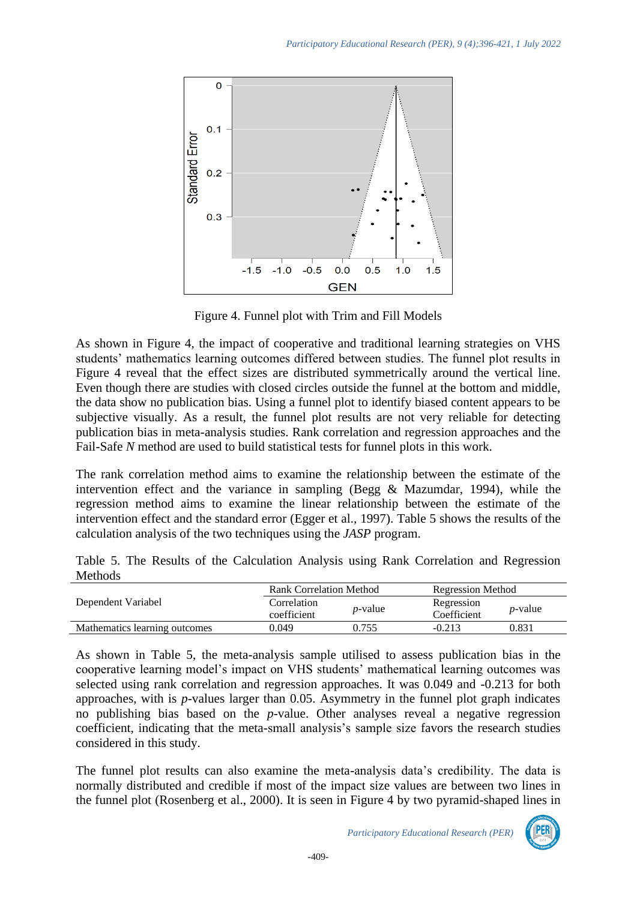Figure 4. Funnel plot with Trim and Fill Models

As shown in Figure 4, the impact of cooperative and traditional learning strategies on VHS students' mathematics learning outcomes differed between studies. The funnel plot results in Figure 4 reveal that the effect sizes are distributed symmetrically around the vertical line. Even though there are studies with closed circles outside the funnel at the bottom and middle, the data show no publication bias. Using a funnel plot to identify biased content appears to be subjective visually. As a result, the funnel plot results are not very reliable for detecting publication bias in meta-analysis studies. Rank correlation and regression approaches and the Fail-Safe *N* method are used to build statistical tests for funnel plots in this work.

The rank correlation method aims to examine the relationship between the estimate of the intervention effect and the variance in sampling (Begg & Mazumdar, 1994), while the regression method aims to examine the linear relationship between the estimate of the intervention effect and the standard error (Egger et al., 1997). Table 5 shows the results of the calculation analysis of the two techniques using the *JASP* program.

Table 5. The Results of the Calculation Analysis using Rank Correlation and Regression Methods

| Dependent Variabel | Rank Correlation Method | | Regression Method | |
|---|---|---|---|---|
| | Correlation coefficient | *p*-value | Regression Coefficient | *p*-value |
| Mathematics learning outcomes | 0.049 | 0.755 | -0.213 | 0.831 |

As shown in Table 5, the meta-analysis sample utilised to assess publication bias in the cooperative learning model's impact on VHS students' mathematical learning outcomes was selected using rank correlation and regression approaches. It was 0.049 and -0.213 for both approaches, with is *p*-values larger than 0.05. Asymmetry in the funnel plot graph indicates no publishing bias based on the *p*-value. Other analyses reveal a negative regression coefficient, indicating that the meta-small analysis's sample size favors the research studies considered in this study.

The funnel plot results can also examine the meta-analysis data's credibility. The data is normally distributed and credible if most of the impact size values are between two lines in the funnel plot (Rosenberg et al., 2000). It is seen in Figure 4 by two pyramid-shaped lines in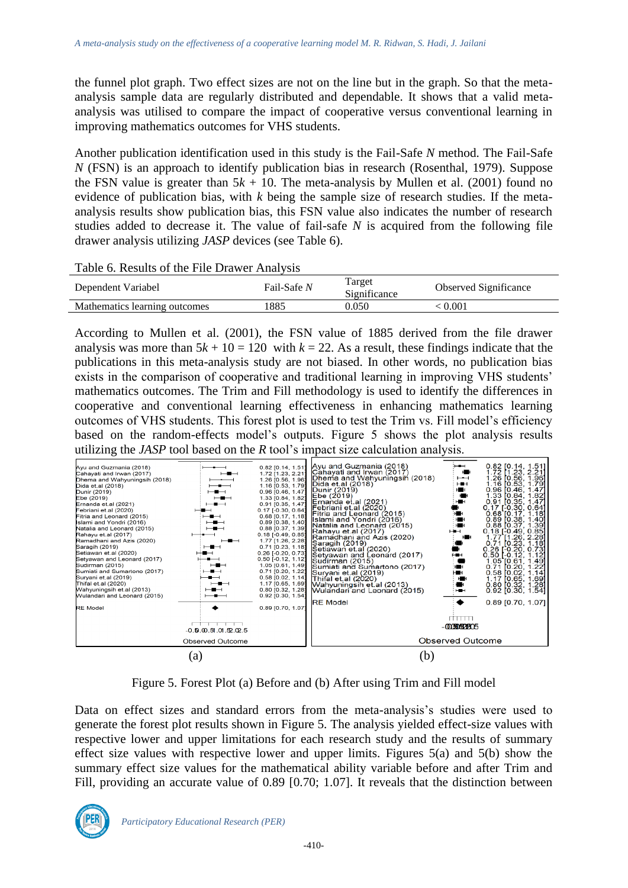the funnel plot graph. Two effect sizes are not on the line but in the graph. So that the meta-analysis sample data are regularly distributed and dependable. It shows that a valid meta-analysis was utilised to compare the impact of cooperative versus conventional learning in improving mathematics outcomes for VHS students.

Another publication identification used in this study is the Fail-Safe *N* method. The Fail-Safe *N* (FSN) is an approach to identify publication bias in research (Rosenthal, 1979). Suppose the FSN value is greater than $5k + 10$. The meta-analysis by Mullen et al. (2001) found no evidence of publication bias, with *k* being the sample size of research studies. If the meta-analysis results show publication bias, this FSN value also indicates the number of research studies added to decrease it. The value of fail-safe *N* is acquired from the following file drawer analysis utilizing *JASP* devices (see Table 6).

Table 6. Results of the File Drawer Analysis

| Dependent Variabel | Fail-Safe *N* | Target Significance | Observed Significance |
|---|---|---|---|
| Mathematics learning outcomes | 1885 | 0.050 | < 0.001 |

According to Mullen et al. (2001), the FSN value of 1885 derived from the file drawer analysis was more than $5k + 10 = 120$ with $k = 22$. As a result, these findings indicate that the publications in this meta-analysis study are not biased. In other words, no publication bias exists in the comparison of cooperative and traditional learning in improving VHS students' mathematics outcomes. The Trim and Fill methodology is used to identify the differences in cooperative and conventional learning effectiveness in enhancing mathematics learning outcomes of VHS students. This forest plot is used to test the Trim vs. Fill model's efficiency based on the random-effects model's outputs. Figure 5 shows the plot analysis results utilizing the *JASP* tool based on the *R* tool's impact size calculation analysis.

(a) (b)

Figure 5. Forest Plot (a) Before and (b) After using Trim and Fill model

Data on effect sizes and standard errors from the meta-analysis's studies were used to generate the forest plot results shown in Figure 5. The analysis yielded effect-size values with respective lower and upper limitations for each research study and the results of summary effect size values with respective lower and upper limits. Figures 5(a) and 5(b) show the summary effect size values for the mathematical ability variable before and after Trim and Fill, providing an accurate value of 0.89 [0.70; 1.07]. It reveals that the distinction between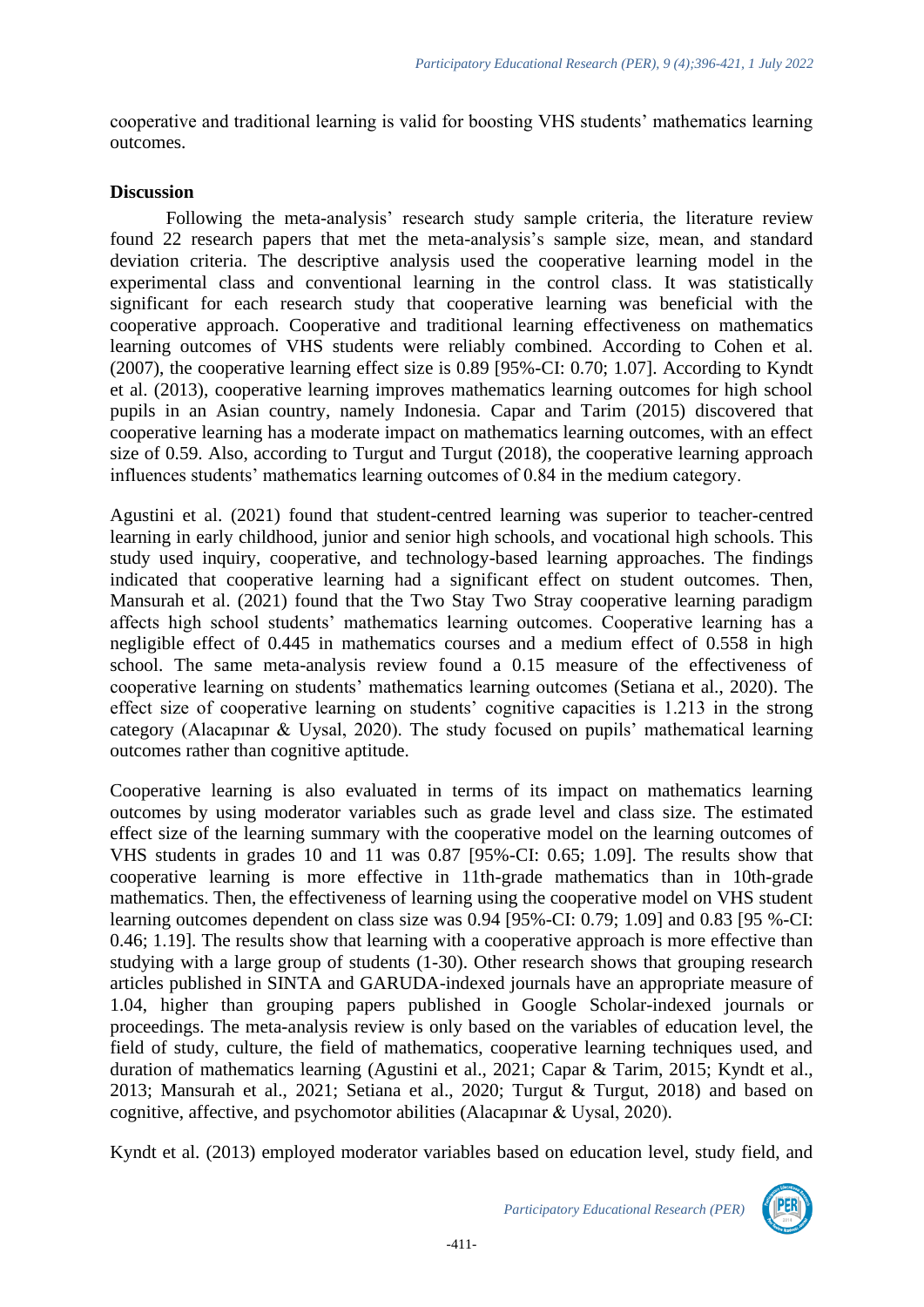cooperative and traditional learning is valid for boosting VHS students' mathematics learning outcomes.

**Discussion**

Following the meta-analysis' research study sample criteria, the literature review found 22 research papers that met the meta-analysis's sample size, mean, and standard deviation criteria. The descriptive analysis used the cooperative learning model in the experimental class and conventional learning in the control class. It was statistically significant for each research study that cooperative learning was beneficial with the cooperative approach. Cooperative and traditional learning effectiveness on mathematics learning outcomes of VHS students were reliably combined. According to Cohen et al. (2007), the cooperative learning effect size is 0.89 [95%-CI: 0.70; 1.07]. According to Kyndt et al. (2013), cooperative learning improves mathematics learning outcomes for high school pupils in an Asian country, namely Indonesia. Capar and Tarim (2015) discovered that cooperative learning has a moderate impact on mathematics learning outcomes, with an effect size of 0.59. Also, according to Turgut and Turgut (2018), the cooperative learning approach influences students' mathematics learning outcomes of 0.84 in the medium category.

Agustini et al. (2021) found that student-centred learning was superior to teacher-centred learning in early childhood, junior and senior high schools, and vocational high schools. This study used inquiry, cooperative, and technology-based learning approaches. The findings indicated that cooperative learning had a significant effect on student outcomes. Then, Mansurah et al. (2021) found that the Two Stay Two Stray cooperative learning paradigm affects high school students' mathematics learning outcomes. Cooperative learning has a negligible effect of 0.445 in mathematics courses and a medium effect of 0.558 in high school. The same meta-analysis review found a 0.15 measure of the effectiveness of cooperative learning on students' mathematics learning outcomes (Setiana et al., 2020). The effect size of cooperative learning on students' cognitive capacities is 1.213 in the strong category (Alacapınar & Uysal, 2020). The study focused on pupils' mathematical learning outcomes rather than cognitive aptitude.

Cooperative learning is also evaluated in terms of its impact on mathematics learning outcomes by using moderator variables such as grade level and class size. The estimated effect size of the learning summary with the cooperative model on the learning outcomes of VHS students in grades 10 and 11 was 0.87 [95%-CI: 0.65; 1.09]. The results show that cooperative learning is more effective in 11th-grade mathematics than in 10th-grade mathematics. Then, the effectiveness of learning using the cooperative model on VHS student learning outcomes dependent on class size was 0.94 [95%-CI: 0.79; 1.09] and 0.83 [95 %-CI: 0.46; 1.19]. The results show that learning with a cooperative approach is more effective than studying with a large group of students (1-30). Other research shows that grouping research articles published in SINTA and GARUDA-indexed journals have an appropriate measure of 1.04, higher than grouping papers published in Google Scholar-indexed journals or proceedings. The meta-analysis review is only based on the variables of education level, the field of study, culture, the field of mathematics, cooperative learning techniques used, and duration of mathematics learning (Agustini et al., 2021; Capar & Tarim, 2015; Kyndt et al., 2013; Mansurah et al., 2021; Setiana et al., 2020; Turgut & Turgut, 2018) and based on cognitive, affective, and psychomotor abilities (Alacapınar & Uysal, 2020).

Kyndt et al. (2013) employed moderator variables based on education level, study field, and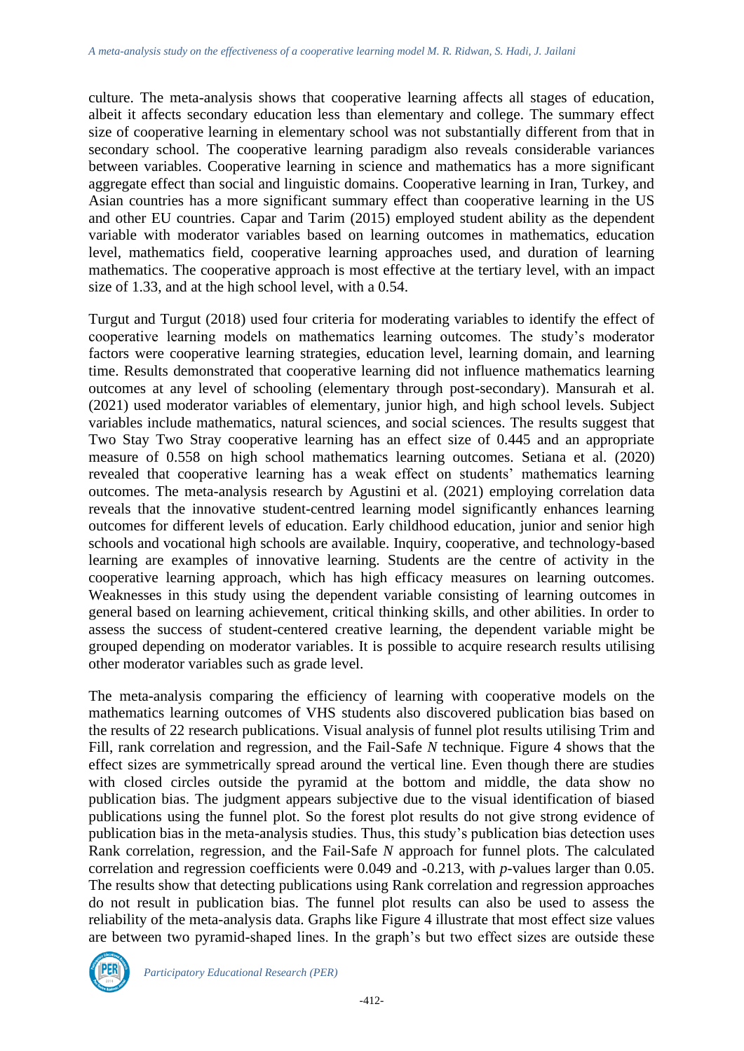culture. The meta-analysis shows that cooperative learning affects all stages of education, albeit it affects secondary education less than elementary and college. The summary effect size of cooperative learning in elementary school was not substantially different from that in secondary school. The cooperative learning paradigm also reveals considerable variances between variables. Cooperative learning in science and mathematics has a more significant aggregate effect than social and linguistic domains. Cooperative learning in Iran, Turkey, and Asian countries has a more significant summary effect than cooperative learning in the US and other EU countries. Capar and Tarim (2015) employed student ability as the dependent variable with moderator variables based on learning outcomes in mathematics, education level, mathematics field, cooperative learning approaches used, and duration of learning mathematics. The cooperative approach is most effective at the tertiary level, with an impact size of 1.33, and at the high school level, with a 0.54.

Turgut and Turgut (2018) used four criteria for moderating variables to identify the effect of cooperative learning models on mathematics learning outcomes. The study's moderator factors were cooperative learning strategies, education level, learning domain, and learning time. Results demonstrated that cooperative learning did not influence mathematics learning outcomes at any level of schooling (elementary through post-secondary). Mansurah et al. (2021) used moderator variables of elementary, junior high, and high school levels. Subject variables include mathematics, natural sciences, and social sciences. The results suggest that Two Stay Two Stray cooperative learning has an effect size of 0.445 and an appropriate measure of 0.558 on high school mathematics learning outcomes. Setiana et al. (2020) revealed that cooperative learning has a weak effect on students' mathematics learning outcomes. The meta-analysis research by Agustini et al. (2021) employing correlation data reveals that the innovative student-centred learning model significantly enhances learning outcomes for different levels of education. Early childhood education, junior and senior high schools and vocational high schools are available. Inquiry, cooperative, and technology-based learning are examples of innovative learning. Students are the centre of activity in the cooperative learning approach, which has high efficacy measures on learning outcomes. Weaknesses in this study using the dependent variable consisting of learning outcomes in general based on learning achievement, critical thinking skills, and other abilities. In order to assess the success of student-centered creative learning, the dependent variable might be grouped depending on moderator variables. It is possible to acquire research results utilising other moderator variables such as grade level.

The meta-analysis comparing the efficiency of learning with cooperative models on the mathematics learning outcomes of VHS students also discovered publication bias based on the results of 22 research publications. Visual analysis of funnel plot results utilising Trim and Fill, rank correlation and regression, and the Fail-Safe *N* technique. Figure 4 shows that the effect sizes are symmetrically spread around the vertical line. Even though there are studies with closed circles outside the pyramid at the bottom and middle, the data show no publication bias. The judgment appears subjective due to the visual identification of biased publications using the funnel plot. So the forest plot results do not give strong evidence of publication bias in the meta-analysis studies. Thus, this study's publication bias detection uses Rank correlation, regression, and the Fail-Safe *N* approach for funnel plots. The calculated correlation and regression coefficients were 0.049 and -0.213, with *p*-values larger than 0.05. The results show that detecting publications using Rank correlation and regression approaches do not result in publication bias. The funnel plot results can also be used to assess the reliability of the meta-analysis data. Graphs like Figure 4 illustrate that most effect size values are between two pyramid-shaped lines. In the graph's but two effect sizes are outside these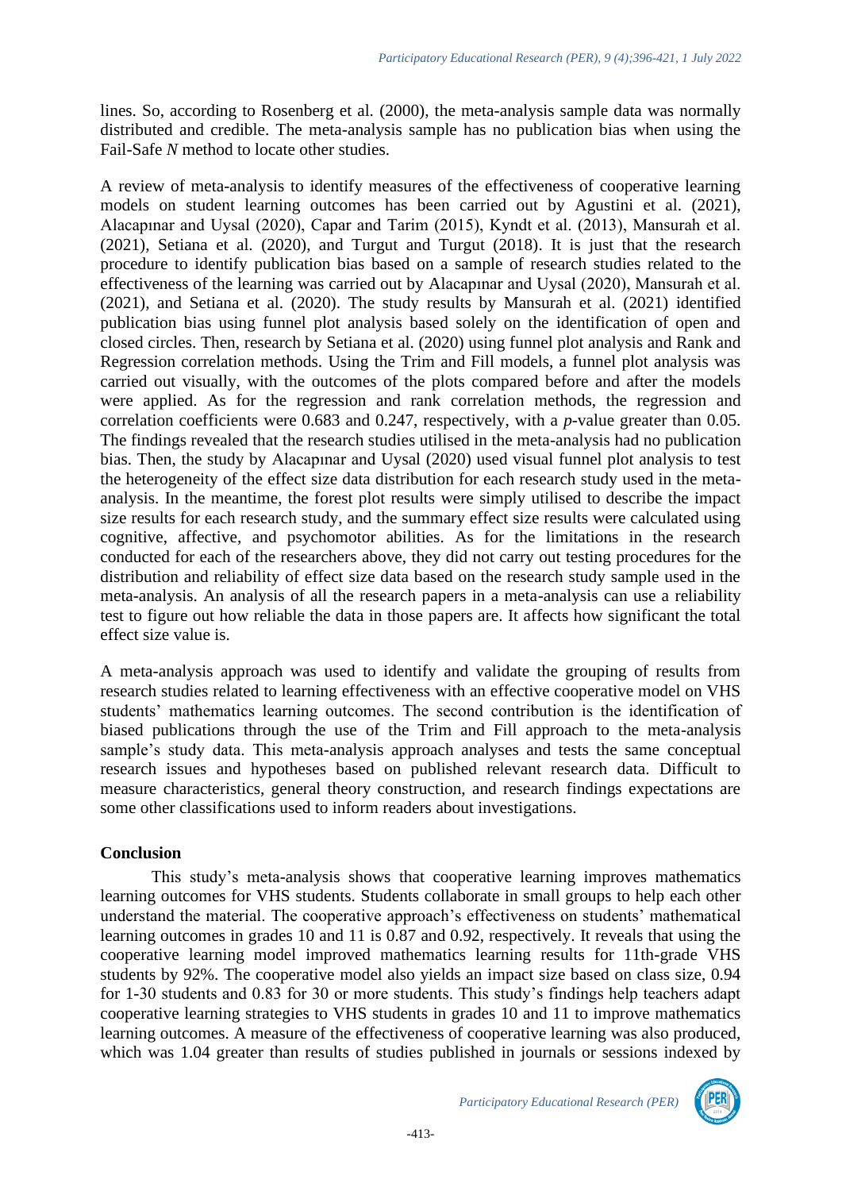lines. So, according to Rosenberg et al. (2000), the meta-analysis sample data was normally distributed and credible. The meta-analysis sample has no publication bias when using the Fail-Safe *N* method to locate other studies.

A review of meta-analysis to identify measures of the effectiveness of cooperative learning models on student learning outcomes has been carried out by Agustini et al. (2021), Alacapınar and Uysal (2020), Capar and Tarim (2015), Kyndt et al. (2013), Mansurah et al. (2021), Setiana et al. (2020), and Turgut and Turgut (2018). It is just that the research procedure to identify publication bias based on a sample of research studies related to the effectiveness of the learning was carried out by Alacapınar and Uysal (2020), Mansurah et al. (2021), and Setiana et al. (2020). The study results by Mansurah et al. (2021) identified publication bias using funnel plot analysis based solely on the identification of open and closed circles. Then, research by Setiana et al. (2020) using funnel plot analysis and Rank and Regression correlation methods. Using the Trim and Fill models, a funnel plot analysis was carried out visually, with the outcomes of the plots compared before and after the models were applied. As for the regression and rank correlation methods, the regression and correlation coefficients were 0.683 and 0.247, respectively, with a *p*-value greater than 0.05. The findings revealed that the research studies utilised in the meta-analysis had no publication bias. Then, the study by Alacapınar and Uysal (2020) used visual funnel plot analysis to test the heterogeneity of the effect size data distribution for each research study used in the meta-analysis. In the meantime, the forest plot results were simply utilised to describe the impact size results for each research study, and the summary effect size results were calculated using cognitive, affective, and psychomotor abilities. As for the limitations in the research conducted for each of the researchers above, they did not carry out testing procedures for the distribution and reliability of effect size data based on the research study sample used in the meta-analysis. An analysis of all the research papers in a meta-analysis can use a reliability test to figure out how reliable the data in those papers are. It affects how significant the total effect size value is.

A meta-analysis approach was used to identify and validate the grouping of results from research studies related to learning effectiveness with an effective cooperative model on VHS students' mathematics learning outcomes. The second contribution is the identification of biased publications through the use of the Trim and Fill approach to the meta-analysis sample's study data. This meta-analysis approach analyses and tests the same conceptual research issues and hypotheses based on published relevant research data. Difficult to measure characteristics, general theory construction, and research findings expectations are some other classifications used to inform readers about investigations.

## Conclusion

This study's meta-analysis shows that cooperative learning improves mathematics learning outcomes for VHS students. Students collaborate in small groups to help each other understand the material. The cooperative approach's effectiveness on students' mathematical learning outcomes in grades 10 and 11 is 0.87 and 0.92, respectively. It reveals that using the cooperative learning model improved mathematics learning results for 11th-grade VHS students by 92%. The cooperative model also yields an impact size based on class size, 0.94 for 1-30 students and 0.83 for 30 or more students. This study's findings help teachers adapt cooperative learning strategies to VHS students in grades 10 and 11 to improve mathematics learning outcomes. A measure of the effectiveness of cooperative learning was also produced, which was 1.04 greater than results of studies published in journals or sessions indexed by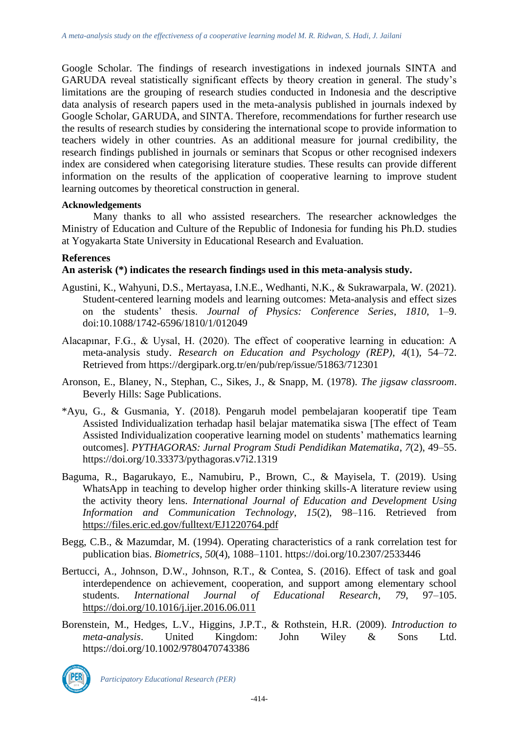Google Scholar. The findings of research investigations in indexed journals SINTA and GARUDA reveal statistically significant effects by theory creation in general. The study's limitations are the grouping of research studies conducted in Indonesia and the descriptive data analysis of research papers used in the meta-analysis published in journals indexed by Google Scholar, GARUDA, and SINTA. Therefore, recommendations for further research use the results of research studies by considering the international scope to provide information to teachers widely in other countries. As an additional measure for journal credibility, the research findings published in journals or seminars that Scopus or other recognised indexers index are considered when categorising literature studies. These results can provide different information on the results of the application of cooperative learning to improve student learning outcomes by theoretical construction in general.

**Acknowledgements**

Many thanks to all who assisted researchers. The researcher acknowledges the Ministry of Education and Culture of the Republic of Indonesia for funding his Ph.D. studies at Yogyakarta State University in Educational Research and Evaluation.

**References**

**An asterisk (*) indicates the research findings used in this meta-analysis study.**

Agustini, K., Wahyuni, D.S., Mertayasa, I.N.E., Wedhanti, N.K., & Sukrawarpala, W. (2021). Student-centered learning models and learning outcomes: Meta-analysis and effect sizes on the students' thesis. *Journal of Physics: Conference Series*, *1810*, 1–9. doi:10.1088/1742-6596/1810/1/012049

Alacapınar, F.G., & Uysal, H. (2020). The effect of cooperative learning in education: A meta-analysis study. *Research on Education and Psychology (REP)*, *4*(1), 54–72. Retrieved from https://dergipark.org.tr/en/pub/rep/issue/51863/712301

Aronson, E., Blaney, N., Stephan, C., Sikes, J., & Snapp, M. (1978). *The jigsaw classroom*. Beverly Hills: Sage Publications.

*Ayu, G., & Gusmania, Y. (2018). Pengaruh model pembelajaran kooperatif tipe Team Assisted Individualization terhadap hasil belajar matematika siswa [The effect of Team Assisted Individualization cooperative learning model on students' mathematics learning outcomes]. *PYTHAGORAS: Jurnal Program Studi Pendidikan Matematika*, *7*(2), 49–55. https://doi.org/10.33373/pythagoras.v7i2.1319

Baguma, R., Bagarukayo, E., Namubiru, P., Brown, C., & Mayisela, T. (2019). Using WhatsApp in teaching to develop higher order thinking skills-A literature review using the activity theory lens. *International Journal of Education and Development Using Information and Communication Technology*, *15*(2), 98–116. Retrieved from https://files.eric.ed.gov/fulltext/EJ1220764.pdf

Begg, C.B., & Mazumdar, M. (1994). Operating characteristics of a rank correlation test for publication bias. *Biometrics*, *50*(4), 1088–1101. https://doi.org/10.2307/2533446

Bertucci, A., Johnson, D.W., Johnson, R.T., & Contea, S. (2016). Effect of task and goal interdependence on achievement, cooperation, and support among elementary school students. *International Journal of Educational Research*, *79*, 97–105. https://doi.org/10.1016/j.ijer.2016.06.011

Borenstein, M., Hedges, L.V., Higgins, J.P.T., & Rothstein, H.R. (2009). *Introduction to meta-analysis*. United Kingdom: John Wiley & Sons Ltd. https://doi.org/10.1002/9780470743386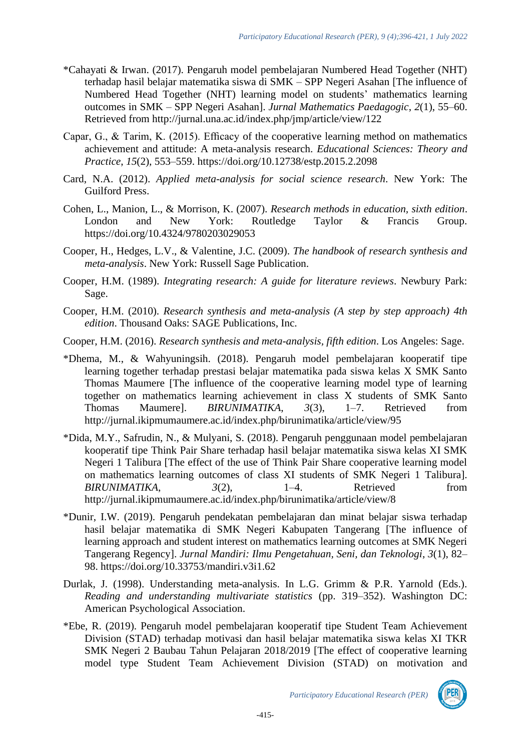*Cahayati & Irwan. (2017). Pengaruh model pembelajaran Numbered Head Together (NHT) terhadap hasil belajar matematika siswa di SMK – SPP Negeri Asahan [The influence of Numbered Head Together (NHT) learning model on students' mathematics learning outcomes in SMK – SPP Negeri Asahan]. *Jurnal Mathematics Paedagogic*, *2*(1), 55–60. Retrieved from http://jurnal.una.ac.id/index.php/jmp/article/view/122

Capar, G., & Tarim, K. (2015). Efficacy of the cooperative learning method on mathematics achievement and attitude: A meta-analysis research. *Educational Sciences: Theory and Practice*, *15*(2), 553–559. https://doi.org/10.12738/estp.2015.2.2098

Card, N.A. (2012). *Applied meta-analysis for social science research*. New York: The Guilford Press.

Cohen, L., Manion, L., & Morrison, K. (2007). *Research methods in education, sixth edition*. London and New York: Routledge Taylor & Francis Group. https://doi.org/10.4324/9780203029053

Cooper, H., Hedges, L.V., & Valentine, J.C. (2009). *The handbook of research synthesis and meta-analysis*. New York: Russell Sage Publication.

Cooper, H.M. (1989). *Integrating research: A guide for literature reviews*. Newbury Park: Sage.

Cooper, H.M. (2010). *Research synthesis and meta-analysis (A step by step approach) 4th edition*. Thousand Oaks: SAGE Publications, Inc.

Cooper, H.M. (2016). *Research synthesis and meta-analysis, fifth edition*. Los Angeles: Sage.

*Dhema, M., & Wahyuningsih. (2018). Pengaruh model pembelajaran kooperatif tipe learning together terhadap prestasi belajar matematika pada siswa kelas X SMK Santo Thomas Maumere [The influence of the cooperative learning model type of learning together on mathematics learning achievement in class X students of SMK Santo Thomas Maumere]. *BIRUNIMATIKA*, *3*(3), 1–7. Retrieved from http://jurnal.ikipmumaumere.ac.id/index.php/birunimatika/article/view/95

*Dida, M.Y., Safrudin, N., & Mulyani, S. (2018). Pengaruh penggunaan model pembelajaran kooperatif tipe Think Pair Share terhadap hasil belajar matematika siswa kelas XI SMK Negeri 1 Talibura [The effect of the use of Think Pair Share cooperative learning model on mathematics learning outcomes of class XI students of SMK Negeri 1 Talibura]. *BIRUNIMATIKA*, *3*(2), 1–4. Retrieved from http://jurnal.ikipmumaumere.ac.id/index.php/birunimatika/article/view/8

*Dunir, I.W. (2019). Pengaruh pendekatan pembelajaran dan minat belajar siswa terhadap hasil belajar matematika di SMK Negeri Kabupaten Tangerang [The influence of learning approach and student interest on mathematics learning outcomes at SMK Negeri Tangerang Regency]. *Jurnal Mandiri: Ilmu Pengetahuan, Seni, dan Teknologi*, *3*(1), 82–98. https://doi.org/10.33753/mandiri.v3i1.62

Durlak, J. (1998). Understanding meta-analysis. In L.G. Grimm & P.R. Yarnold (Eds.). *Reading and understanding multivariate statistics* (pp. 319–352). Washington DC: American Psychological Association.

*Ebe, R. (2019). Pengaruh model pembelajaran kooperatif tipe Student Team Achievement Division (STAD) terhadap motivasi dan hasil belajar matematika siswa kelas XI TKR SMK Negeri 2 Baubau Tahun Pelajaran 2018/2019 [The effect of cooperative learning model type Student Team Achievement Division (STAD) on motivation and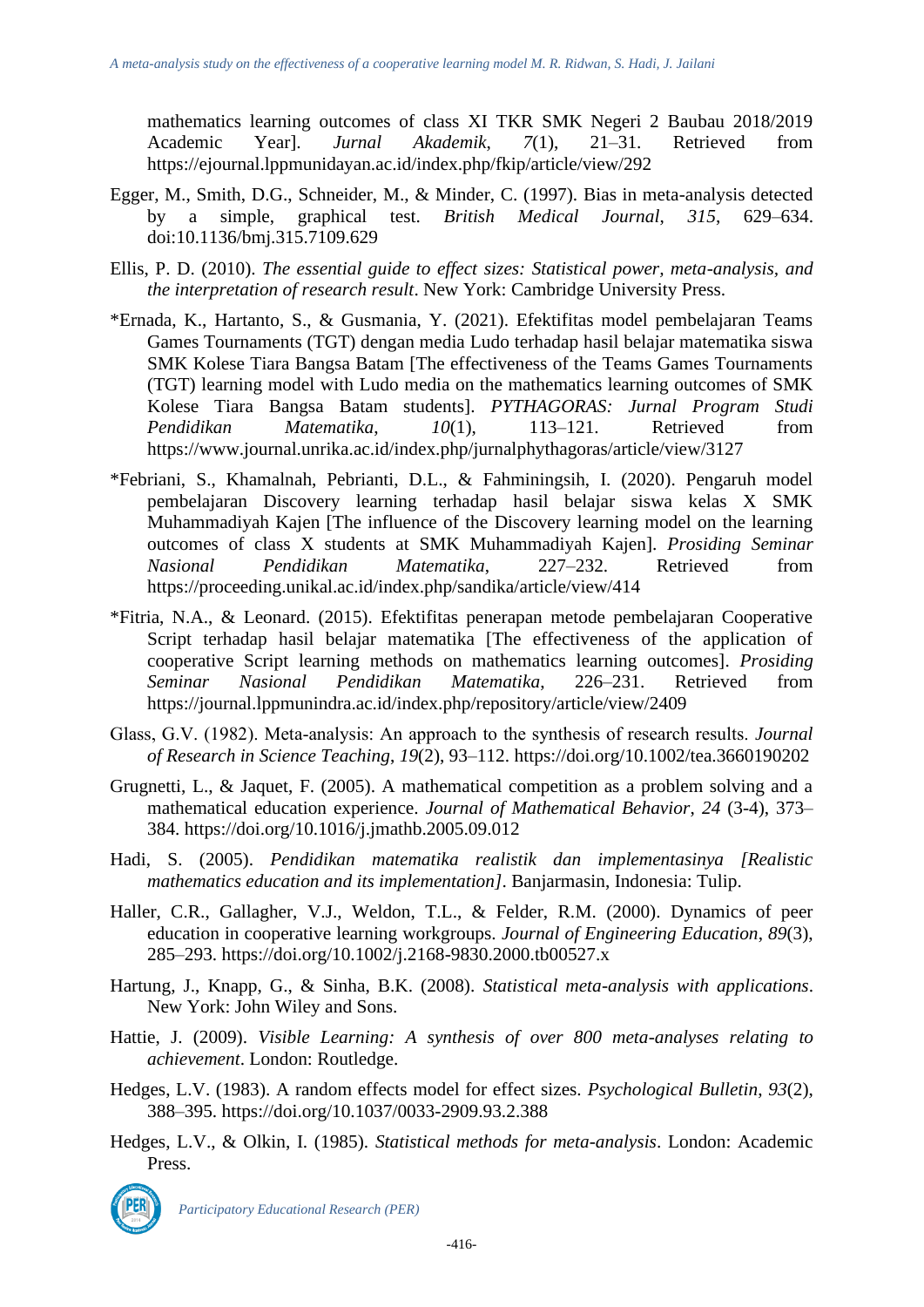mathematics learning outcomes of class XI TKR SMK Negeri 2 Baubau 2018/2019 Academic Year]. *Jurnal Akademik*, *7*(1), 21–31. Retrieved from https://ejournal.lppmunidayan.ac.id/index.php/fkip/article/view/292

Egger, M., Smith, D.G., Schneider, M., & Minder, C. (1997). Bias in meta-analysis detected by a simple, graphical test. *British Medical Journal*, *315*, 629–634. doi:10.1136/bmj.315.7109.629

Ellis, P. D. (2010). *The essential guide to effect sizes: Statistical power, meta-analysis, and the interpretation of research result*. New York: Cambridge University Press.

*Ernada, K., Hartanto, S., & Gusmania, Y. (2021). Efektifitas model pembelajaran Teams Games Tournaments (TGT) dengan media Ludo terhadap hasil belajar matematika siswa SMK Kolese Tiara Bangsa Batam [The effectiveness of the Teams Games Tournaments (TGT) learning model with Ludo media on the mathematics learning outcomes of SMK Kolese Tiara Bangsa Batam students]. *PYTHAGORAS: Jurnal Program Studi Pendidikan Matematika*, *10*(1), 113–121. Retrieved from https://www.journal.unrika.ac.id/index.php/jurnalphythagoras/article/view/3127

*Febriani, S., Khamalnah, Pebrianti, D.L., & Fahminingsih, I. (2020). Pengaruh model pembelajaran Discovery learning terhadap hasil belajar siswa kelas X SMK Muhammadiyah Kajen [The influence of the Discovery learning model on the learning outcomes of class X students at SMK Muhammadiyah Kajen]. *Prosiding Seminar Nasional Pendidikan Matematika*, 227–232. Retrieved from https://proceeding.unikal.ac.id/index.php/sandika/article/view/414

*Fitria, N.A., & Leonard. (2015). Efektifitas penerapan metode pembelajaran Cooperative Script terhadap hasil belajar matematika [The effectiveness of the application of cooperative Script learning methods on mathematics learning outcomes]. *Prosiding Seminar Nasional Pendidikan Matematika*, 226–231. Retrieved from https://journal.lppmunindra.ac.id/index.php/repository/article/view/2409

Glass, G.V. (1982). Meta-analysis: An approach to the synthesis of research results. *Journal of Research in Science Teaching*, *19*(2), 93–112. https://doi.org/10.1002/tea.3660190202

Grugnetti, L., & Jaquet, F. (2005). A mathematical competition as a problem solving and a mathematical education experience. *Journal of Mathematical Behavior*, *24* (3-4), 373–384. https://doi.org/10.1016/j.jmathb.2005.09.012

Hadi, S. (2005). *Pendidikan matematika realistik dan implementasinya [Realistic mathematics education and its implementation]*. Banjarmasin, Indonesia: Tulip.

Haller, C.R., Gallagher, V.J., Weldon, T.L., & Felder, R.M. (2000). Dynamics of peer education in cooperative learning workgroups. *Journal of Engineering Education*, *89*(3), 285–293. https://doi.org/10.1002/j.2168-9830.2000.tb00527.x

Hartung, J., Knapp, G., & Sinha, B.K. (2008). *Statistical meta-analysis with applications*. New York: John Wiley and Sons.

Hattie, J. (2009). *Visible Learning: A synthesis of over 800 meta-analyses relating to achievement*. London: Routledge.

Hedges, L.V. (1983). A random effects model for effect sizes. *Psychological Bulletin*, *93*(2), 388–395. https://doi.org/10.1037/0033-2909.93.2.388

Hedges, L.V., & Olkin, I. (1985). *Statistical methods for meta-analysis*. London: Academic Press.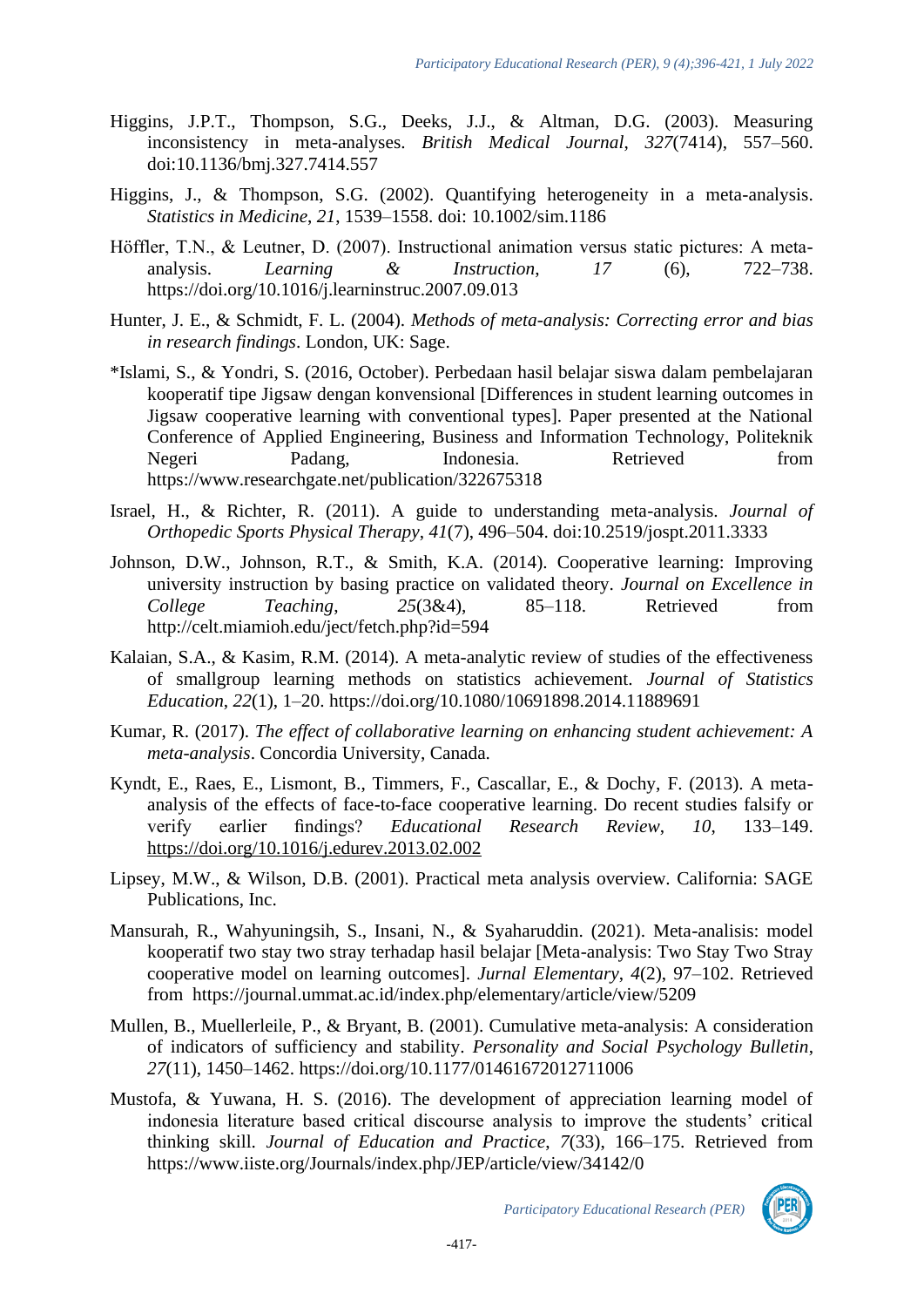Higgins, J.P.T., Thompson, S.G., Deeks, J.J., & Altman, D.G. (2003). Measuring inconsistency in meta-analyses. *British Medical Journal*, *327*(7414), 557–560. doi:10.1136/bmj.327.7414.557

Higgins, J., & Thompson, S.G. (2002). Quantifying heterogeneity in a meta-analysis. *Statistics in Medicine*, *21*, 1539–1558. doi: 10.1002/sim.1186

Höffler, T.N., & Leutner, D. (2007). Instructional animation versus static pictures: A meta-analysis. *Learning & Instruction*, *17* (6), 722–738. https://doi.org/10.1016/j.learninstruc.2007.09.013

Hunter, J. E., & Schmidt, F. L. (2004). *Methods of meta-analysis: Correcting error and bias in research findings*. London, UK: Sage.

*Islami, S., & Yondri, S. (2016, October). Perbedaan hasil belajar siswa dalam pembelajaran kooperatif tipe Jigsaw dengan konvensional [Differences in student learning outcomes in Jigsaw cooperative learning with conventional types]. Paper presented at the National Conference of Applied Engineering, Business and Information Technology, Politeknik Negeri Padang, Indonesia. Retrieved from https://www.researchgate.net/publication/322675318

Israel, H., & Richter, R. (2011). A guide to understanding meta-analysis. *Journal of Orthopedic Sports Physical Therapy*, *41*(7), 496–504. doi:10.2519/jospt.2011.3333

Johnson, D.W., Johnson, R.T., & Smith, K.A. (2014). Cooperative learning: Improving university instruction by basing practice on validated theory. *Journal on Excellence in College Teaching*, *25*(3&4), 85–118. Retrieved from http://celt.miamioh.edu/ject/fetch.php?id=594

Kalaian, S.A., & Kasim, R.M. (2014). A meta-analytic review of studies of the effectiveness of smallgroup learning methods on statistics achievement. *Journal of Statistics Education*, *22*(1), 1–20. https://doi.org/10.1080/10691898.2014.11889691

Kumar, R. (2017). *The effect of collaborative learning on enhancing student achievement: A meta-analysis*. Concordia University, Canada.

Kyndt, E., Raes, E., Lismont, B., Timmers, F., Cascallar, E., & Dochy, F. (2013). A meta-analysis of the effects of face-to-face cooperative learning. Do recent studies falsify or verify earlier findings? *Educational Research Review*, *10*, 133–149. https://doi.org/10.1016/j.edurev.2013.02.002

Lipsey, M.W., & Wilson, D.B. (2001). Practical meta analysis overview. California: SAGE Publications, Inc.

Mansurah, R., Wahyuningsih, S., Insani, N., & Syaharuddin. (2021). Meta-analisis: model kooperatif two stay two stray terhadap hasil belajar [Meta-analysis: Two Stay Two Stray cooperative model on learning outcomes]. *Jurnal Elementary*, *4*(2), 97–102. Retrieved from https://journal.ummat.ac.id/index.php/elementary/article/view/5209

Mullen, B., Muellerleile, P., & Bryant, B. (2001). Cumulative meta-analysis: A consideration of indicators of sufficiency and stability. *Personality and Social Psychology Bulletin*, *27*(11), 1450–1462. https://doi.org/10.1177/01461672012711006

Mustofa, & Yuwana, H. S. (2016). The development of appreciation learning model of indonesia literature based critical discourse analysis to improve the students' critical thinking skill. *Journal of Education and Practice*, *7*(33), 166–175. Retrieved from https://www.iiste.org/Journals/index.php/JEP/article/view/34142/0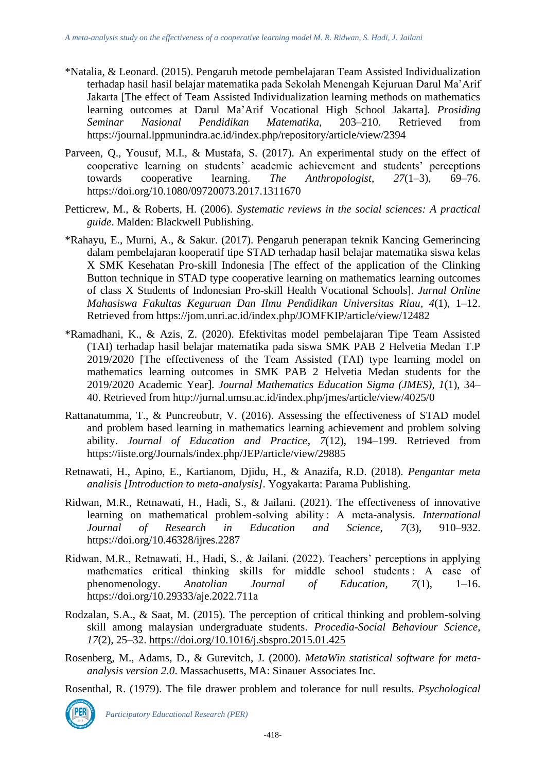*Natalia, & Leonard. (2015). Pengaruh metode pembelajaran Team Assisted Individualization terhadap hasil hasil belajar matematika pada Sekolah Menengah Kejuruan Darul Ma'Arif Jakarta [The effect of Team Assisted Individualization learning methods on mathematics learning outcomes at Darul Ma'Arif Vocational High School Jakarta]. *Prosiding Seminar Nasional Pendidikan Matematika*, 203–210. Retrieved from https://journal.lppmunindra.ac.id/index.php/repository/article/view/2394

Parveen, Q., Yousuf, M.I., & Mustafa, S. (2017). An experimental study on the effect of cooperative learning on students' academic achievement and students' perceptions towards cooperative learning. *The Anthropologist*, *27*(1–3), 69–76. https://doi.org/10.1080/09720073.2017.1311670

Petticrew, M., & Roberts, H. (2006). *Systematic reviews in the social sciences: A practical guide*. Malden: Blackwell Publishing.

*Rahayu, E., Murni, A., & Sakur. (2017). Pengaruh penerapan teknik Kancing Gemerincing dalam pembelajaran kooperatif tipe STAD terhadap hasil belajar matematika siswa kelas X SMK Kesehatan Pro-skill Indonesia [The effect of the application of the Clinking Button technique in STAD type cooperative learning on mathematics learning outcomes of class X Students of Indonesian Pro-skill Health Vocational Schools]. *Jurnal Online Mahasiswa Fakultas Keguruan Dan Ilmu Pendidikan Universitas Riau*, *4*(1), 1–12. Retrieved from https://jom.unri.ac.id/index.php/JOMFKIP/article/view/12482

*Ramadhani, K., & Azis, Z. (2020). Efektivitas model pembelajaran Tipe Team Assisted (TAI) terhadap hasil belajar matematika pada siswa SMK PAB 2 Helvetia Medan T.P 2019/2020 [The effectiveness of the Team Assisted (TAI) type learning model on mathematics learning outcomes in SMK PAB 2 Helvetia Medan students for the 2019/2020 Academic Year]. *Journal Mathematics Education Sigma (JMES)*, *1*(1), 34–40. Retrieved from http://jurnal.umsu.ac.id/index.php/jmes/article/view/4025/0

Rattanatumma, T., & Puncreobutr, V. (2016). Assessing the effectiveness of STAD model and problem based learning in mathematics learning achievement and problem solving ability. *Journal of Education and Practice*, *7*(12), 194–199. Retrieved from https://iiste.org/Journals/index.php/JEP/article/view/29885

Retnawati, H., Apino, E., Kartianom, Djidu, H., & Anazifa, R.D. (2018). *Pengantar meta analisis [Introduction to meta-analysis]*. Yogyakarta: Parama Publishing.

Ridwan, M.R., Retnawati, H., Hadi, S., & Jailani. (2021). The effectiveness of innovative learning on mathematical problem-solving ability : A meta-analysis. *International Journal of Research in Education and Science*, *7*(3), 910–932. https://doi.org/10.46328/ijres.2287

Ridwan, M.R., Retnawati, H., Hadi, S., & Jailani. (2022). Teachers' perceptions in applying mathematics critical thinking skills for middle school students : A case of phenomenology. *Anatolian Journal of Education*, *7*(1), 1–16. https://doi.org/10.29333/aje.2022.711a

Rodzalan, S.A., & Saat, M. (2015). The perception of critical thinking and problem-solving skill among malaysian undergraduate students. *Procedia-Social Behaviour Science*, *17*(2), 25–32. https://doi.org/10.1016/j.sbspro.2015.01.425

Rosenberg, M., Adams, D., & Gurevitch, J. (2000). *MetaWin statistical software for meta-analysis version 2.0*. Massachusetts, MA: Sinauer Associates Inc.

Rosenthal, R. (1979). The file drawer problem and tolerance for null results. *Psychological*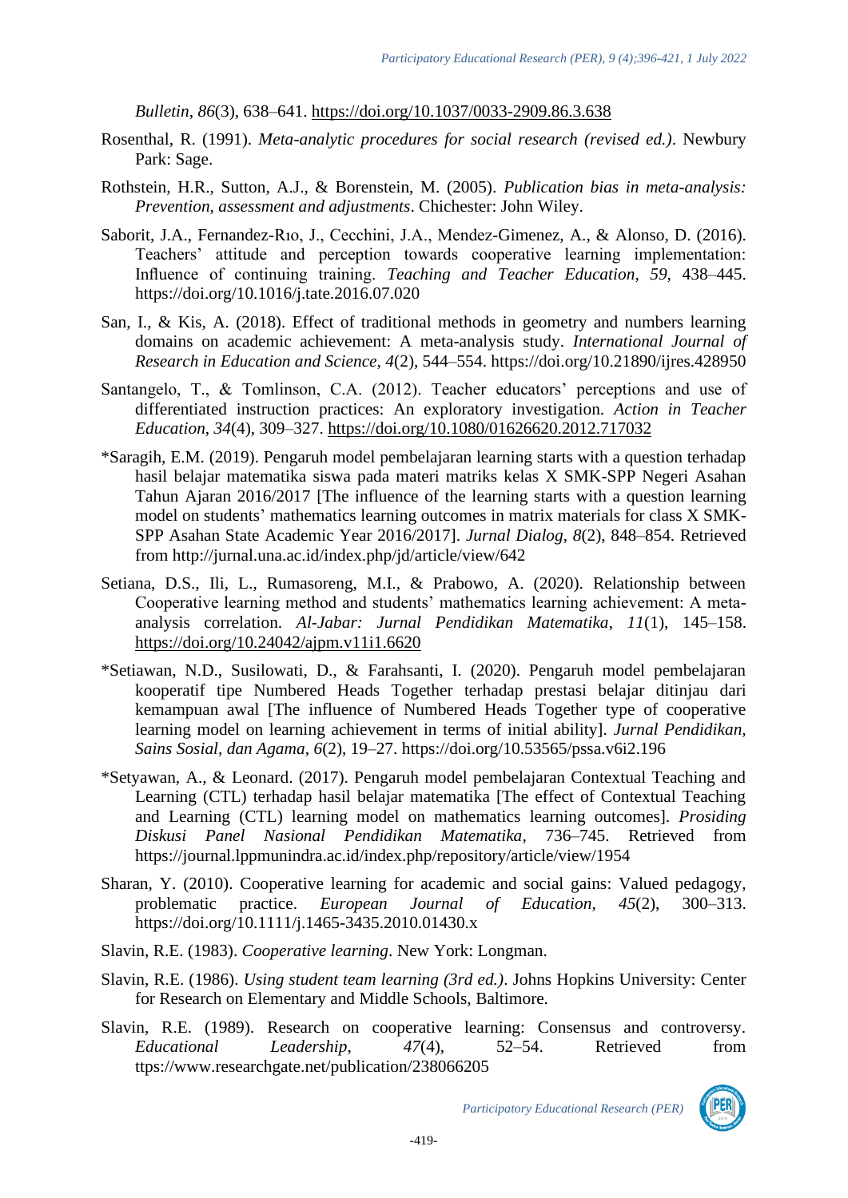*Bulletin*, *86*(3), 638–641. https://doi.org/10.1037/0033-2909.86.3.638

Rosenthal, R. (1991). *Meta-analytic procedures for social research (revised ed.)*. Newbury Park: Sage.

Rothstein, H.R., Sutton, A.J., & Borenstein, M. (2005). *Publication bias in meta-analysis: Prevention, assessment and adjustments*. Chichester: John Wiley.

Saborit, J.A., Fernandez-Rıo, J., Cecchini, J.A., Mendez-Gimenez, A., & Alonso, D. (2016). Teachers' attitude and perception towards cooperative learning implementation: Influence of continuing training. *Teaching and Teacher Education*, *59*, 438–445. https://doi.org/10.1016/j.tate.2016.07.020

San, I., & Kis, A. (2018). Effect of traditional methods in geometry and numbers learning domains on academic achievement: A meta-analysis study. *International Journal of Research in Education and Science*, *4*(2), 544–554. https://doi.org/10.21890/ijres.428950

Santangelo, T., & Tomlinson, C.A. (2012). Teacher educators' perceptions and use of differentiated instruction practices: An exploratory investigation. *Action in Teacher Education, 34*(4), 309–327. https://doi.org/10.1080/01626620.2012.717032

*Saragih, E.M. (2019). Pengaruh model pembelajaran learning starts with a question terhadap hasil belajar matematika siswa pada materi matriks kelas X SMK-SPP Negeri Asahan Tahun Ajaran 2016/2017 [The influence of the learning starts with a question learning model on students' mathematics learning outcomes in matrix materials for class X SMK-SPP Asahan State Academic Year 2016/2017]. *Jurnal Dialog*, *8*(2), 848–854. Retrieved from http://jurnal.una.ac.id/index.php/jd/article/view/642

Setiana, D.S., Ili, L., Rumasoreng, M.I., & Prabowo, A. (2020). Relationship between Cooperative learning method and students' mathematics learning achievement: A meta-analysis correlation. *Al-Jabar: Jurnal Pendidikan Matematika*, *11*(1), 145–158. https://doi.org/10.24042/ajpm.v11i1.6620

*Setiawan, N.D., Susilowati, D., & Farahsanti, I. (2020). Pengaruh model pembelajaran kooperatif tipe Numbered Heads Together terhadap prestasi belajar ditinjau dari kemampuan awal [The influence of Numbered Heads Together type of cooperative learning model on learning achievement in terms of initial ability]. *Jurnal Pendidikan, Sains Sosial, dan Agama*, *6*(2), 19–27. https://doi.org/10.53565/pssa.v6i2.196

*Setyawan, A., & Leonard. (2017). Pengaruh model pembelajaran Contextual Teaching and Learning (CTL) terhadap hasil belajar matematika [The effect of Contextual Teaching and Learning (CTL) learning model on mathematics learning outcomes]. *Prosiding Diskusi Panel Nasional Pendidikan Matematika*, 736–745. Retrieved from https://journal.lppmunindra.ac.id/index.php/repository/article/view/1954

Sharan, Y. (2010). Cooperative learning for academic and social gains: Valued pedagogy, problematic practice. *European Journal of Education*, *45*(2), 300–313. https://doi.org/10.1111/j.1465-3435.2010.01430.x

Slavin, R.E. (1983). *Cooperative learning*. New York: Longman.

Slavin, R.E. (1986). *Using student team learning (3rd ed.)*. Johns Hopkins University: Center for Research on Elementary and Middle Schools, Baltimore.

Slavin, R.E. (1989). Research on cooperative learning: Consensus and controversy. *Educational Leadership*, *47*(4), 52–54. Retrieved from ttps://www.researchgate.net/publication/238066205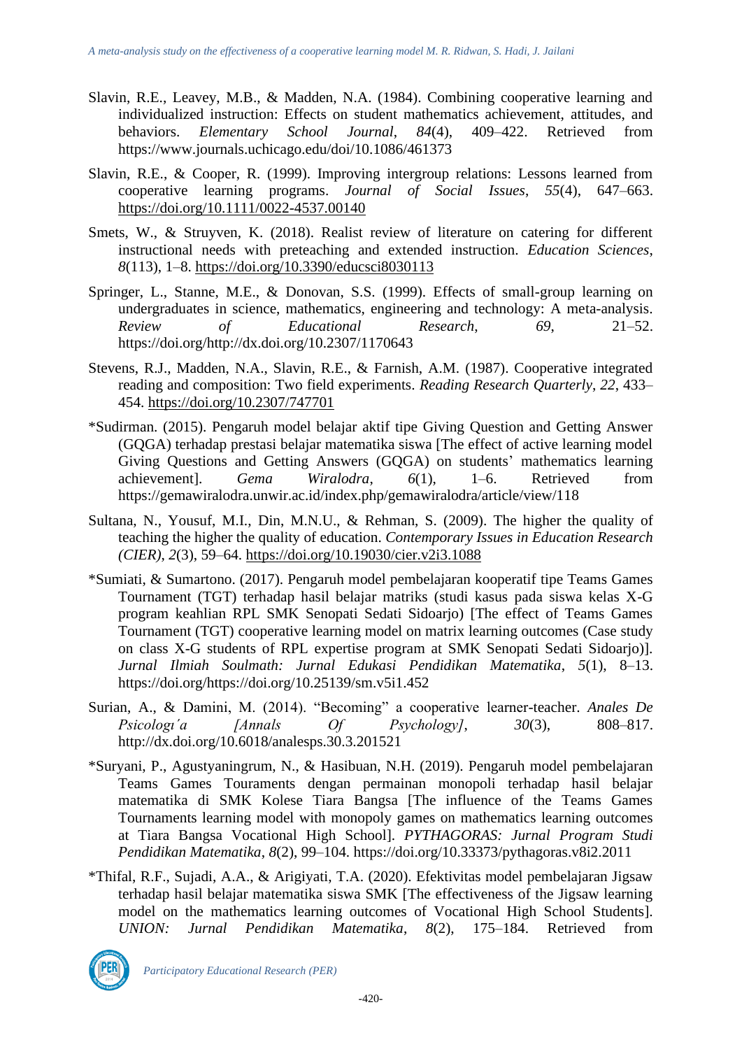Slavin, R.E., Leavey, M.B., & Madden, N.A. (1984). Combining cooperative learning and individualized instruction: Effects on student mathematics achievement, attitudes, and behaviors. *Elementary School Journal*, *84*(4), 409–422. Retrieved from https://www.journals.uchicago.edu/doi/10.1086/461373

Slavin, R.E., & Cooper, R. (1999). Improving intergroup relations: Lessons learned from cooperative learning programs. *Journal of Social Issues*, *55*(4), 647–663. https://doi.org/10.1111/0022-4537.00140

Smets, W., & Struyven, K. (2018). Realist review of literature on catering for different instructional needs with preteaching and extended instruction. *Education Sciences*, *8*(113), 1–8. https://doi.org/10.3390/educsci8030113

Springer, L., Stanne, M.E., & Donovan, S.S. (1999). Effects of small-group learning on undergraduates in science, mathematics, engineering and technology: A meta-analysis. *Review of Educational Research*, *69*, 21–52. https://doi.org/http://dx.doi.org/10.2307/1170643

Stevens, R.J., Madden, N.A., Slavin, R.E., & Farnish, A.M. (1987). Cooperative integrated reading and composition: Two field experiments. *Reading Research Quarterly*, *22*, 433–454. https://doi.org/10.2307/747701

*Sudirman. (2015). Pengaruh model belajar aktif tipe Giving Question and Getting Answer (GQGA) terhadap prestasi belajar matematika siswa [The effect of active learning model Giving Questions and Getting Answers (GQGA) on students' mathematics learning achievement]. *Gema Wiralodra*, *6*(1), 1–6. Retrieved from https://gemawiralodra.unwir.ac.id/index.php/gemawiralodra/article/view/118

Sultana, N., Yousuf, M.I., Din, M.N.U., & Rehman, S. (2009). The higher the quality of teaching the higher the quality of education. *Contemporary Issues in Education Research (CIER)*, *2*(3), 59–64. https://doi.org/10.19030/cier.v2i3.1088

*Sumiati, & Sumartono. (2017). Pengaruh model pembelajaran kooperatif tipe Teams Games Tournament (TGT) terhadap hasil belajar matriks (studi kasus pada siswa kelas X-G program keahlian RPL SMK Senopati Sedati Sidoarjo) [The effect of Teams Games Tournament (TGT) cooperative learning model on matrix learning outcomes (Case study on class X-G students of RPL expertise program at SMK Senopati Sedati Sidoarjo)]. *Jurnal Ilmiah Soulmath: Jurnal Edukasi Pendidikan Matematika*, *5*(1), 8–13. https://doi.org/https://doi.org/10.25139/sm.v5i1.452

Surian, A., & Damini, M. (2014). "Becoming" a cooperative learner-teacher. *Anales De Psicologı´a [Annals Of Psychology]*, *30*(3), 808–817. http://dx.doi.org/10.6018/analesps.30.3.201521

*Suryani, P., Agustyaningrum, N., & Hasibuan, N.H. (2019). Pengaruh model pembelajaran Teams Games Touraments dengan permainan monopoli terhadap hasil belajar matematika di SMK Kolese Tiara Bangsa [The influence of the Teams Games Tournaments learning model with monopoly games on mathematics learning outcomes at Tiara Bangsa Vocational High School]. *PYTHAGORAS: Jurnal Program Studi Pendidikan Matematika*, *8*(2), 99–104. https://doi.org/10.33373/pythagoras.v8i2.2011

*Thifal, R.F., Sujadi, A.A., & Arigiyati, T.A. (2020). Efektivitas model pembelajaran Jigsaw terhadap hasil belajar matematika siswa SMK [The effectiveness of the Jigsaw learning model on the mathematics learning outcomes of Vocational High School Students]. *UNION: Jurnal Pendidikan Matematika*, *8*(2), 175–184. Retrieved from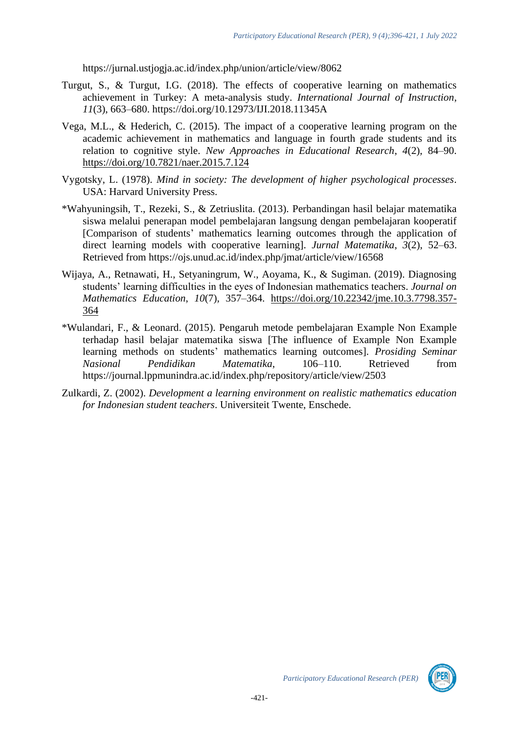https://jurnal.ustjogja.ac.id/index.php/union/article/view/8062

Turgut, S., & Turgut, I.G. (2018). The effects of cooperative learning on mathematics achievement in Turkey: A meta-analysis study. *International Journal of Instruction*, *11*(3), 663–680. https://doi.org/10.12973/IJI.2018.11345A

Vega, M.L., & Hederich, C. (2015). The impact of a cooperative learning program on the academic achievement in mathematics and language in fourth grade students and its relation to cognitive style. *New Approaches in Educational Research*, *4*(2), 84–90. https://doi.org/10.7821/naer.2015.7.124

Vygotsky, L. (1978). *Mind in society: The development of higher psychological processes*. USA: Harvard University Press.

*Wahyuningsih, T., Rezeki, S., & Zetriuslita. (2013). Perbandingan hasil belajar matematika siswa melalui penerapan model pembelajaran langsung dengan pembelajaran kooperatif [Comparison of students' mathematics learning outcomes through the application of direct learning models with cooperative learning]. *Jurnal Matematika*, *3*(2), 52–63. Retrieved from https://ojs.unud.ac.id/index.php/jmat/article/view/16568

Wijaya, A., Retnawati, H., Setyaningrum, W., Aoyama, K., & Sugiman. (2019). Diagnosing students' learning difficulties in the eyes of Indonesian mathematics teachers. *Journal on Mathematics Education*, *10*(7), 357–364. https://doi.org/10.22342/jme.10.3.7798.357-364

*Wulandari, F., & Leonard. (2015). Pengaruh metode pembelajaran Example Non Example terhadap hasil belajar matematika siswa [The influence of Example Non Example learning methods on students' mathematics learning outcomes]. *Prosiding Seminar Nasional Pendidikan Matematika*, 106–110. Retrieved from https://journal.lppmunindra.ac.id/index.php/repository/article/view/2503

Zulkardi, Z. (2002). *Development a learning environment on realistic mathematics education for Indonesian student teachers*. Universiteit Twente, Enschede.